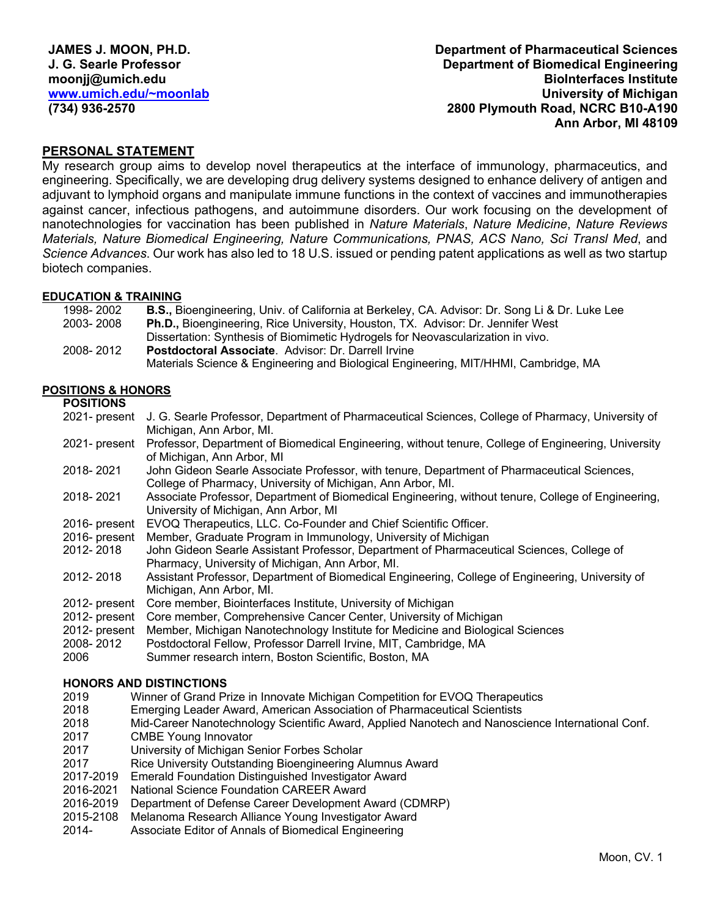**JAMES J. MOON, PH.D.**
**J. G. Searle Professor**
**moonjj@umich.edu**
**[www.umich.edu/~moonlab](http://www.umich.edu/~moonlab)**
**(734) 936-2570**

**Department of Pharmaceutical Sciences**
**Department of Biomedical Engineering**
**BioInterfaces Institute**
**University of Michigan**
**2800 Plymouth Road, NCRC B10-A190**
**Ann Arbor, MI 48109**

## PERSONAL STATEMENT

My research group aims to develop novel therapeutics at the interface of immunology, pharmaceutics, and engineering. Specifically, we are developing drug delivery systems designed to enhance delivery of antigen and adjuvant to lymphoid organs and manipulate immune functions in the context of vaccines and immunotherapies against cancer, infectious pathogens, and autoimmune disorders. Our work focusing on the development of nanotechnologies for vaccination has been published in *Nature Materials*, *Nature Medicine*, *Nature Reviews Materials, Nature Biomedical Engineering, Nature Communications, PNAS, ACS Nano, Sci Transl Med*, and *Science Advances*. Our work has also led to 18 U.S. issued or pending patent applications as well as two startup biotech companies.

## EDUCATION & TRAINING

1998- 2002 **B.S.,** Bioengineering, Univ. of California at Berkeley, CA. Advisor: Dr. Song Li & Dr. Luke Lee

2003- 2008 **Ph.D.,** Bioengineering, Rice University, Houston, TX. Advisor: Dr. Jennifer West
Dissertation: Synthesis of Biomimetic Hydrogels for Neovascularization in vivo.

2008- 2012 **Postdoctoral Associate**. Advisor: Dr. Darrell Irvine
Materials Science & Engineering and Biological Engineering, MIT/HHMI, Cambridge, MA

## POSITIONS & HONORS

### POSITIONS

2021- present J. G. Searle Professor, Department of Pharmaceutical Sciences, College of Pharmacy, University of Michigan, Ann Arbor, MI.

2021- present Professor, Department of Biomedical Engineering, without tenure, College of Engineering, University of Michigan, Ann Arbor, MI

2018- 2021 John Gideon Searle Associate Professor, with tenure, Department of Pharmaceutical Sciences, College of Pharmacy, University of Michigan, Ann Arbor, MI.

2018- 2021 Associate Professor, Department of Biomedical Engineering, without tenure, College of Engineering, University of Michigan, Ann Arbor, MI

2016- present EVOQ Therapeutics, LLC. Co-Founder and Chief Scientific Officer.

2016- present Member, Graduate Program in Immunology, University of Michigan

2012- 2018 John Gideon Searle Assistant Professor, Department of Pharmaceutical Sciences, College of Pharmacy, University of Michigan, Ann Arbor, MI.

2012- 2018 Assistant Professor, Department of Biomedical Engineering, College of Engineering, University of Michigan, Ann Arbor, MI.

2012- present Core member, Biointerfaces Institute, University of Michigan

2012- present Core member, Comprehensive Cancer Center, University of Michigan

2012- present Member, Michigan Nanotechnology Institute for Medicine and Biological Sciences

2008- 2012 Postdoctoral Fellow, Professor Darrell Irvine, MIT, Cambridge, MA

2006 Summer research intern, Boston Scientific, Boston, MA

### HONORS AND DISTINCTIONS

2019 Winner of Grand Prize in Innovate Michigan Competition for EVOQ Therapeutics

2018 Emerging Leader Award, American Association of Pharmaceutical Scientists

2018 Mid-Career Nanotechnology Scientific Award, Applied Nanotech and Nanoscience International Conf.

2017 CMBE Young Innovator

2017 University of Michigan Senior Forbes Scholar

2017 Rice University Outstanding Bioengineering Alumnus Award

2017-2019 Emerald Foundation Distinguished Investigator Award

2016-2021 National Science Foundation CAREER Award

2016-2019 Department of Defense Career Development Award (CDMRP)

2015-2108 Melanoma Research Alliance Young Investigator Award

2014- Associate Editor of Annals of Biomedical Engineering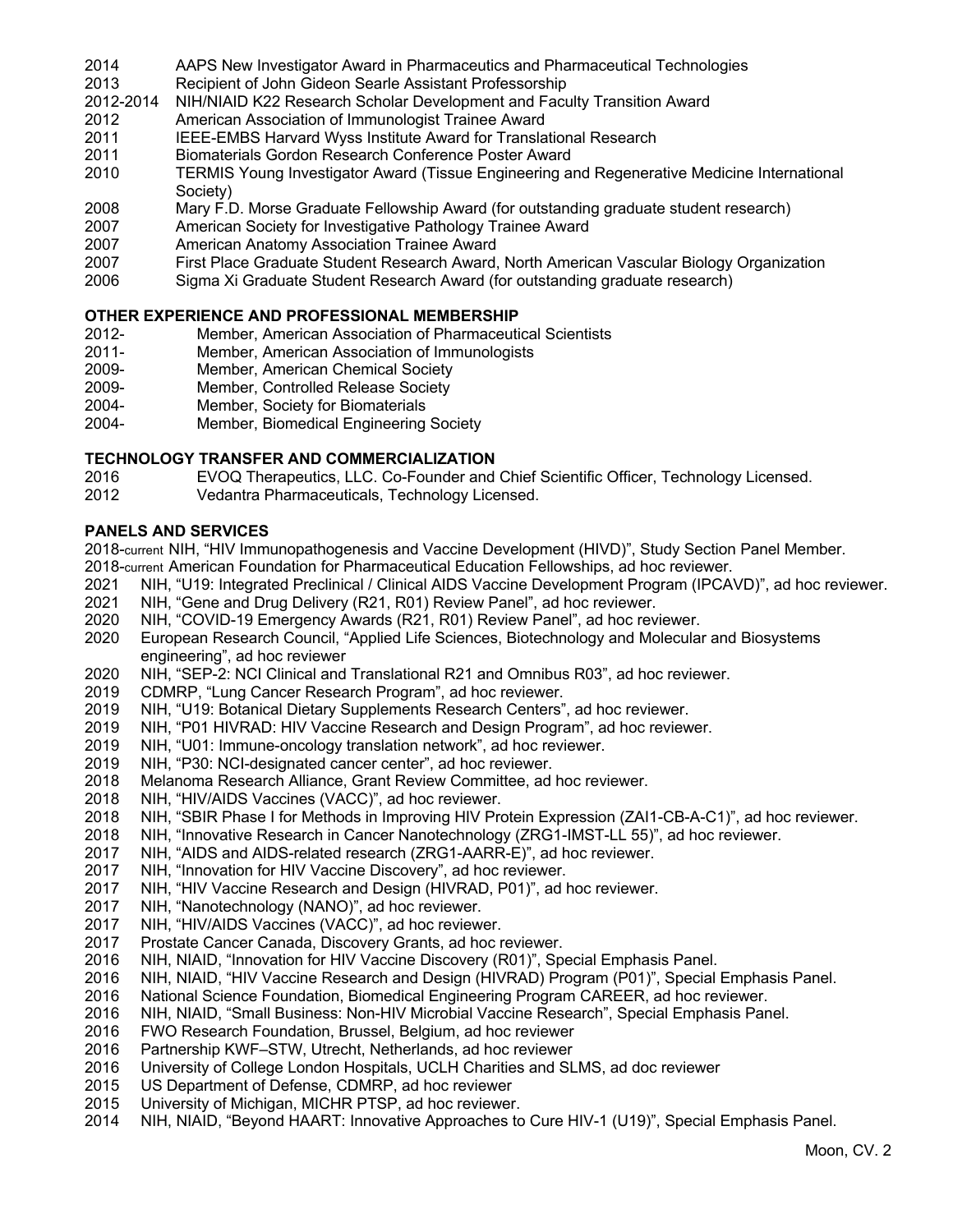2014 AAPS New Investigator Award in Pharmaceutics and Pharmaceutical Technologies
2013 Recipient of John Gideon Searle Assistant Professorship
2012-2014 NIH/NIAID K22 Research Scholar Development and Faculty Transition Award
2012 American Association of Immunologist Trainee Award
2011 IEEE-EMBS Harvard Wyss Institute Award for Translational Research
2011 Biomaterials Gordon Research Conference Poster Award
2010 TERMIS Young Investigator Award (Tissue Engineering and Regenerative Medicine International Society)
2008 Mary F.D. Morse Graduate Fellowship Award (for outstanding graduate student research)
2007 American Society for Investigative Pathology Trainee Award
2007 American Anatomy Association Trainee Award
2007 First Place Graduate Student Research Award, North American Vascular Biology Organization
2006 Sigma Xi Graduate Student Research Award (for outstanding graduate research)

## OTHER EXPERIENCE AND PROFESSIONAL MEMBERSHIP

2012- Member, American Association of Pharmaceutical Scientists
2011- Member, American Association of Immunologists
2009- Member, American Chemical Society
2009- Member, Controlled Release Society
2004- Member, Society for Biomaterials
2004- Member, Biomedical Engineering Society

## TECHNOLOGY TRANSFER AND COMMERCIALIZATION

2016 EVOQ Therapeutics, LLC. Co-Founder and Chief Scientific Officer, Technology Licensed.
2012 Vedantra Pharmaceuticals, Technology Licensed.

## PANELS AND SERVICES

2018-current NIH, "HIV Immunopathogenesis and Vaccine Development (HIVD)", Study Section Panel Member.
2018-current American Foundation for Pharmaceutical Education Fellowships, ad hoc reviewer.
2021 NIH, "U19: Integrated Preclinical / Clinical AIDS Vaccine Development Program (IPCAVD)", ad hoc reviewer.
2021 NIH, "Gene and Drug Delivery (R21, R01) Review Panel", ad hoc reviewer.
2020 NIH, "COVID-19 Emergency Awards (R21, R01) Review Panel", ad hoc reviewer.
2020 European Research Council, "Applied Life Sciences, Biotechnology and Molecular and Biosystems engineering", ad hoc reviewer
2020 NIH, "SEP-2: NCI Clinical and Translational R21 and Omnibus R03", ad hoc reviewer.
2019 CDMRP, "Lung Cancer Research Program", ad hoc reviewer.
2019 NIH, "U19: Botanical Dietary Supplements Research Centers", ad hoc reviewer.
2019 NIH, "P01 HIVRAD: HIV Vaccine Research and Design Program", ad hoc reviewer.
2019 NIH, "U01: Immune-oncology translation network", ad hoc reviewer.
2019 NIH, "P30: NCI-designated cancer center", ad hoc reviewer.
2018 Melanoma Research Alliance, Grant Review Committee, ad hoc reviewer.
2018 NIH, "HIV/AIDS Vaccines (VACC)", ad hoc reviewer.
2018 NIH, "SBIR Phase I for Methods in Improving HIV Protein Expression (ZAI1-CB-A-C1)", ad hoc reviewer.
2018 NIH, "Innovative Research in Cancer Nanotechnology (ZRG1-IMST-LL 55)", ad hoc reviewer.
2017 NIH, "AIDS and AIDS-related research (ZRG1-AARR-E)", ad hoc reviewer.
2017 NIH, "Innovation for HIV Vaccine Discovery", ad hoc reviewer.
2017 NIH, "HIV Vaccine Research and Design (HIVRAD, P01)", ad hoc reviewer.
2017 NIH, "Nanotechnology (NANO)", ad hoc reviewer.
2017 NIH, "HIV/AIDS Vaccines (VACC)", ad hoc reviewer.
2017 Prostate Cancer Canada, Discovery Grants, ad hoc reviewer.
2016 NIH, NIAID, "Innovation for HIV Vaccine Discovery (R01)", Special Emphasis Panel.
2016 NIH, NIAID, "HIV Vaccine Research and Design (HIVRAD) Program (P01)", Special Emphasis Panel.
2016 National Science Foundation, Biomedical Engineering Program CAREER, ad hoc reviewer.
2016 NIH, NIAID, "Small Business: Non-HIV Microbial Vaccine Research", Special Emphasis Panel.
2016 FWO Research Foundation, Brussel, Belgium, ad hoc reviewer
2016 Partnership KWF–STW, Utrecht, Netherlands, ad hoc reviewer
2016 University of College London Hospitals, UCLH Charities and SLMS, ad doc reviewer
2015 US Department of Defense, CDMRP, ad hoc reviewer
2015 University of Michigan, MICHR PTSP, ad hoc reviewer.
2014 NIH, NIAID, "Beyond HAART: Innovative Approaches to Cure HIV-1 (U19)", Special Emphasis Panel.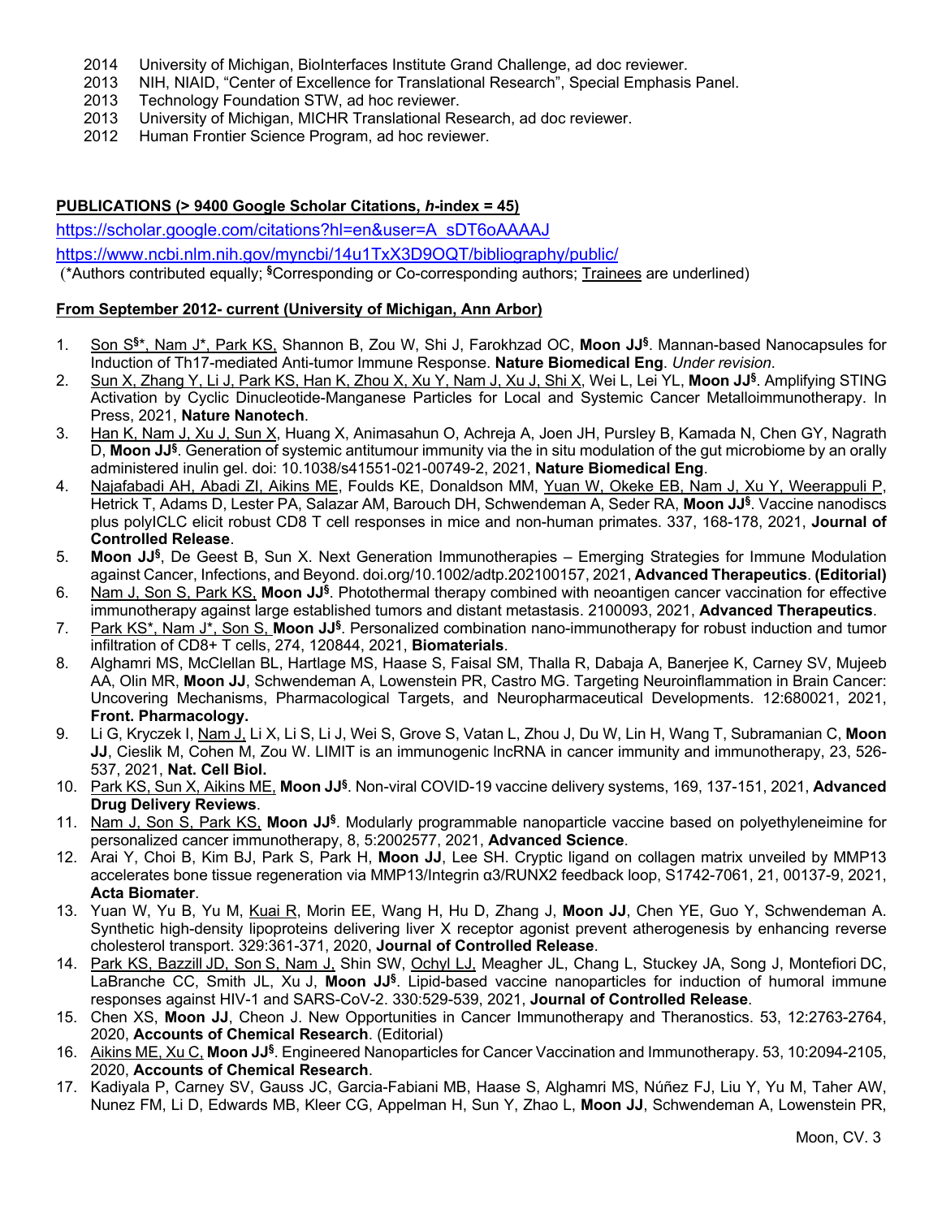2014 University of Michigan, BioInterfaces Institute Grand Challenge, ad doc reviewer.
2013 NIH, NIAID, "Center of Excellence for Translational Research", Special Emphasis Panel.
2013 Technology Foundation STW, ad hoc reviewer.
2013 University of Michigan, MICHR Translational Research, ad doc reviewer.
2012 Human Frontier Science Program, ad hoc reviewer.

**PUBLICATIONS (> 9400 Google Scholar Citations, *h*-index = 45)**

https://scholar.google.com/citations?hl=en&user=A_sDT6oAAAAJ

https://www.ncbi.nlm.nih.gov/myncbi/14u1TxX3D9OQT/bibliography/public/

(*Authors contributed equally; §Corresponding or Co-corresponding authors; Trainees are underlined)

**From September 2012- current (University of Michigan, Ann Arbor)**

1. Son S§*, Nam J*, Park KS, Shannon B, Zou W, Shi J, Farokhzad OC, **Moon JJ§**. Mannan-based Nanocapsules for Induction of Th17-mediated Anti-tumor Immune Response. **Nature Biomedical Eng**. *Under revision*.
2. Sun X, Zhang Y, Li J, Park KS, Han K, Zhou X, Xu Y, Nam J, Xu J, Shi X, Wei L, Lei YL, **Moon JJ§**. Amplifying STING Activation by Cyclic Dinucleotide-Manganese Particles for Local and Systemic Cancer Metalloimmunotherapy. In Press, 2021, **Nature Nanotech**.
3. Han K, Nam J, Xu J, Sun X, Huang X, Animasahun O, Achreja A, Joen JH, Pursley B, Kamada N, Chen GY, Nagrath D, **Moon JJ§**. Generation of systemic antitumour immunity via the in situ modulation of the gut microbiome by an orally administered inulin gel. doi: 10.1038/s41551-021-00749-2, 2021, **Nature Biomedical Eng**.
4. Najafabadi AH, Abadi ZI, Aikins ME, Foulds KE, Donaldson MM, Yuan W, Okeke EB, Nam J, Xu Y, Weerappuli P, Hetrick T, Adams D, Lester PA, Salazar AM, Barouch DH, Schwendeman A, Seder RA, **Moon JJ§**. Vaccine nanodiscs plus polyICLC elicit robust CD8 T cell responses in mice and non-human primates. 337, 168-178, 2021, **Journal of Controlled Release**.
5. **Moon JJ§**, De Geest B, Sun X. Next Generation Immunotherapies – Emerging Strategies for Immune Modulation against Cancer, Infections, and Beyond. doi.org/10.1002/adtp.202100157, 2021, **Advanced Therapeutics**. **(Editorial)**
6. Nam J, Son S, Park KS, **Moon JJ§**. Photothermal therapy combined with neoantigen cancer vaccination for effective immunotherapy against large established tumors and distant metastasis. 2100093, 2021, **Advanced Therapeutics**.
7. Park KS*, Nam J*, Son S, **Moon JJ§**. Personalized combination nano-immunotherapy for robust induction and tumor infiltration of CD8+ T cells, 274, 120844, 2021, **Biomaterials**.
8. Alghamri MS, McClellan BL, Hartlage MS, Haase S, Faisal SM, Thalla R, Dabaja A, Banerjee K, Carney SV, Mujeeb AA, Olin MR, **Moon JJ**, Schwendeman A, Lowenstein PR, Castro MG. Targeting Neuroinflammation in Brain Cancer: Uncovering Mechanisms, Pharmacological Targets, and Neuropharmaceutical Developments. 12:680021, 2021, **Front. Pharmacology.**
9. Li G, Kryczek I, Nam J, Li X, Li S, Li J, Wei S, Grove S, Vatan L, Zhou J, Du W, Lin H, Wang T, Subramanian C, **Moon JJ**, Cieslik M, Cohen M, Zou W. LIMIT is an immunogenic lncRNA in cancer immunity and immunotherapy, 23, 526-537, 2021, **Nat. Cell Biol.**
10. Park KS, Sun X, Aikins ME, **Moon JJ§**. Non-viral COVID-19 vaccine delivery systems, 169, 137-151, 2021, **Advanced Drug Delivery Reviews**.
11. Nam J, Son S, Park KS, **Moon JJ§**. Modularly programmable nanoparticle vaccine based on polyethyleneimine for personalized cancer immunotherapy, 8, 5:2002577, 2021, **Advanced Science**.
12. Arai Y, Choi B, Kim BJ, Park S, Park H, **Moon JJ**, Lee SH. Cryptic ligand on collagen matrix unveiled by MMP13 accelerates bone tissue regeneration via MMP13/Integrin α3/RUNX2 feedback loop, S1742-7061, 21, 00137-9, 2021, **Acta Biomater**.
13. Yuan W, Yu B, Yu M, Kuai R, Morin EE, Wang H, Hu D, Zhang J, **Moon JJ**, Chen YE, Guo Y, Schwendeman A. Synthetic high-density lipoproteins delivering liver X receptor agonist prevent atherogenesis by enhancing reverse cholesterol transport. 329:361-371, 2020, **Journal of Controlled Release**.
14. Park KS, Bazzill JD, Son S, Nam J, Shin SW, Ochyl LJ, Meagher JL, Chang L, Stuckey JA, Song J, Montefiori DC, LaBranche CC, Smith JL, Xu J, **Moon JJ§**. Lipid-based vaccine nanoparticles for induction of humoral immune responses against HIV-1 and SARS-CoV-2. 330:529-539, 2021, **Journal of Controlled Release**.
15. Chen XS, **Moon JJ**, Cheon J. New Opportunities in Cancer Immunotherapy and Theranostics. 53, 12:2763-2764, 2020, **Accounts of Chemical Research**. (Editorial)
16. Aikins ME, Xu C, **Moon JJ§**. Engineered Nanoparticles for Cancer Vaccination and Immunotherapy. 53, 10:2094-2105, 2020, **Accounts of Chemical Research**.
17. Kadiyala P, Carney SV, Gauss JC, Garcia-Fabiani MB, Haase S, Alghamri MS, Núñez FJ, Liu Y, Yu M, Taher AW, Nunez FM, Li D, Edwards MB, Kleer CG, Appelman H, Sun Y, Zhao L, **Moon JJ**, Schwendeman A, Lowenstein PR,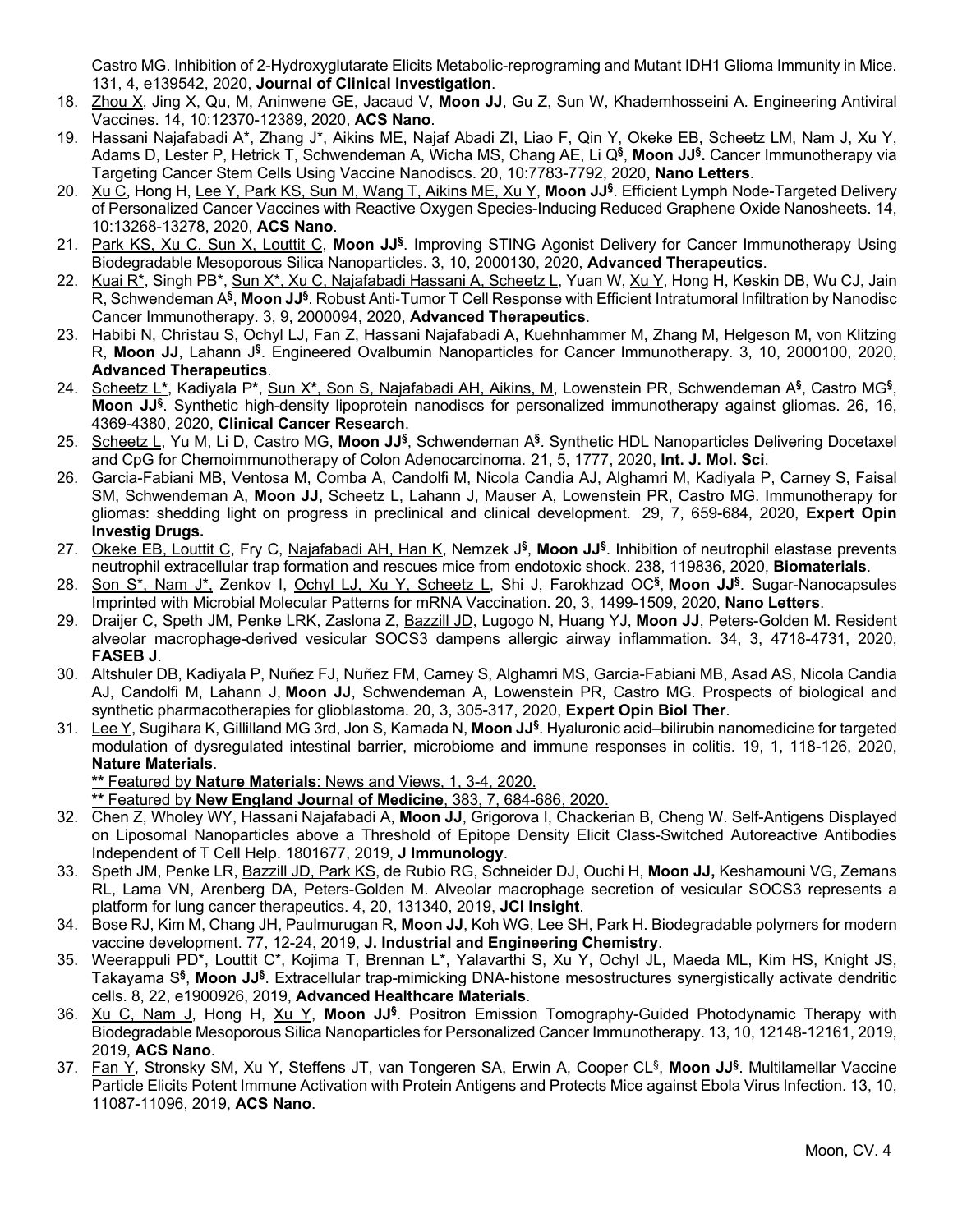Castro MG. Inhibition of 2-Hydroxyglutarate Elicits Metabolic-reprograming and Mutant IDH1 Glioma Immunity in Mice. 131, 4, e139542, 2020, **Journal of Clinical Investigation**.

18. Zhou X, Jing X, Qu, M, Aninwene GE, Jacaud V, **Moon JJ**, Gu Z, Sun W, Khademhosseini A. Engineering Antiviral Vaccines. 14, 10:12370-12389, 2020, **ACS Nano**.
19. Hassani Najafabadi A*, Zhang J*, Aikins ME, Najaf Abadi ZI, Liao F, Qin Y, Okeke EB, Scheetz LM, Nam J, Xu Y, Adams D, Lester P, Hetrick T, Schwendeman A, Wicha MS, Chang AE, Li Q[§], **Moon JJ[§].** Cancer Immunotherapy via Targeting Cancer Stem Cells Using Vaccine Nanodiscs. 20, 10:7783-7792, 2020, **Nano Letters**.
20. Xu C, Hong H, Lee Y, Park KS, Sun M, Wang T, Aikins ME, Xu Y, **Moon JJ[§]**. Efficient Lymph Node-Targeted Delivery of Personalized Cancer Vaccines with Reactive Oxygen Species-Inducing Reduced Graphene Oxide Nanosheets. 14, 10:13268-13278, 2020, **ACS Nano**.
21. Park KS, Xu C, Sun X, Louttit C, **Moon JJ[§]**. Improving STING Agonist Delivery for Cancer Immunotherapy Using Biodegradable Mesoporous Silica Nanoparticles. 3, 10, 2000130, 2020, **Advanced Therapeutics**.
22. Kuai R*, Singh PB*, Sun X*, Xu C, Najafabadi Hassani A, Scheetz L, Yuan W, Xu Y, Hong H, Keskin DB, Wu CJ, Jain R, Schwendeman A[§], **Moon JJ[§]**. Robust Anti-Tumor T Cell Response with Efficient Intratumoral Infiltration by Nanodisc Cancer Immunotherapy. 3, 9, 2000094, 2020, **Advanced Therapeutics**.
23. Habibi N, Christau S, Ochyl LJ, Fan Z, Hassani Najafabadi A, Kuehnhammer M, Zhang M, Helgeson M, von Klitzing R, **Moon JJ**, Lahann J[§]. Engineered Ovalbumin Nanoparticles for Cancer Immunotherapy. 3, 10, 2000100, 2020, **Advanced Therapeutics**.
24. Scheetz L*, Kadiyala P*, Sun X*, Son S, Najafabadi AH, Aikins, M, Lowenstein PR, Schwendeman A[§], Castro MG[§], **Moon JJ[§]**. Synthetic high-density lipoprotein nanodiscs for personalized immunotherapy against gliomas. 26, 16, 4369-4380, 2020, **Clinical Cancer Research**.
25. Scheetz L, Yu M, Li D, Castro MG, **Moon JJ[§]**, Schwendeman A[§]. Synthetic HDL Nanoparticles Delivering Docetaxel and CpG for Chemoimmunotherapy of Colon Adenocarcinoma. 21, 5, 1777, 2020, **Int. J. Mol. Sci**.
26. Garcia-Fabiani MB, Ventosa M, Comba A, Candolfi M, Nicola Candia AJ, Alghamri M, Kadiyala P, Carney S, Faisal SM, Schwendeman A, **Moon JJ,** Scheetz L, Lahann J, Mauser A, Lowenstein PR, Castro MG. Immunotherapy for gliomas: shedding light on progress in preclinical and clinical development. 29, 7, 659-684, 2020, **Expert Opin Investig Drugs.**
27. Okeke EB, Louttit C, Fry C, Najafabadi AH, Han K, Nemzek J[§], **Moon JJ[§]**. Inhibition of neutrophil elastase prevents neutrophil extracellular trap formation and rescues mice from endotoxic shock. 238, 119836, 2020, **Biomaterials**.
28. Son S*, Nam J*, Zenkov I, Ochyl LJ, Xu Y, Scheetz L, Shi J, Farokhzad OC[§], **Moon JJ[§]**. Sugar-Nanocapsules Imprinted with Microbial Molecular Patterns for mRNA Vaccination. 20, 3, 1499-1509, 2020, **Nano Letters**.
29. Draijer C, Speth JM, Penke LRK, Zaslona Z, Bazzill JD, Lugogo N, Huang YJ, **Moon JJ**, Peters-Golden M. Resident alveolar macrophage-derived vesicular SOCS3 dampens allergic airway inflammation. 34, 3, 4718-4731, 2020, **FASEB J**.
30. Altshuler DB, Kadiyala P, Nuñez FJ, Nuñez FM, Carney S, Alghamri MS, Garcia-Fabiani MB, Asad AS, Nicola Candia AJ, Candolfi M, Lahann J, **Moon JJ**, Schwendeman A, Lowenstein PR, Castro MG. Prospects of biological and synthetic pharmacotherapies for glioblastoma. 20, 3, 305-317, 2020, **Expert Opin Biol Ther**.
31. Lee Y, Sugihara K, Gillilland MG 3rd, Jon S, Kamada N, **Moon JJ[§]**. Hyaluronic acid–bilirubin nanomedicine for targeted modulation of dysregulated intestinal barrier, microbiome and immune responses in colitis. 19, 1, 118-126, 2020, **Nature Materials**.
    **\*\*** Featured by **Nature Materials**: News and Views, 1, 3-4, 2020.
    **\*\*** Featured by **New England Journal of Medicine**, 383, 7, 684-686, 2020.
32. Chen Z, Wholey WY, Hassani Najafabadi A, **Moon JJ**, Grigorova I, Chackerian B, Cheng W. Self-Antigens Displayed on Liposomal Nanoparticles above a Threshold of Epitope Density Elicit Class-Switched Autoreactive Antibodies Independent of T Cell Help. 1801677, 2019, **J Immunology**.
33. Speth JM, Penke LR, Bazzill JD, Park KS, de Rubio RG, Schneider DJ, Ouchi H, **Moon JJ,** Keshamouni VG, Zemans RL, Lama VN, Arenberg DA, Peters-Golden M. Alveolar macrophage secretion of vesicular SOCS3 represents a platform for lung cancer therapeutics. 4, 20, 131340, 2019, **JCI Insight**.
34. Bose RJ, Kim M, Chang JH, Paulmurugan R, **Moon JJ**, Koh WG, Lee SH, Park H. Biodegradable polymers for modern vaccine development. 77, 12-24, 2019, **J. Industrial and Engineering Chemistry**.
35. Weerappuli PD*, Louttit C*, Kojima T, Brennan L*, Yalavarthi S, Xu Y, Ochyl JL, Maeda ML, Kim HS, Knight JS, Takayama S[§], **Moon JJ[§]**. Extracellular trap-mimicking DNA-histone mesostructures synergistically activate dendritic cells. 8, 22, e1900926, 2019, **Advanced Healthcare Materials**.
36. Xu C, Nam J, Hong H, Xu Y, **Moon JJ[§]**. Positron Emission Tomography-Guided Photodynamic Therapy with Biodegradable Mesoporous Silica Nanoparticles for Personalized Cancer Immunotherapy. 13, 10, 12148-12161, 2019, 2019, **ACS Nano**.
37. Fan Y, Stronsky SM, Xu Y, Steffens JT, van Tongeren SA, Erwin A, Cooper CL[§], **Moon JJ[§]**. Multilamellar Vaccine Particle Elicits Potent Immune Activation with Protein Antigens and Protects Mice against Ebola Virus Infection. 13, 10, 11087-11096, 2019, **ACS Nano**.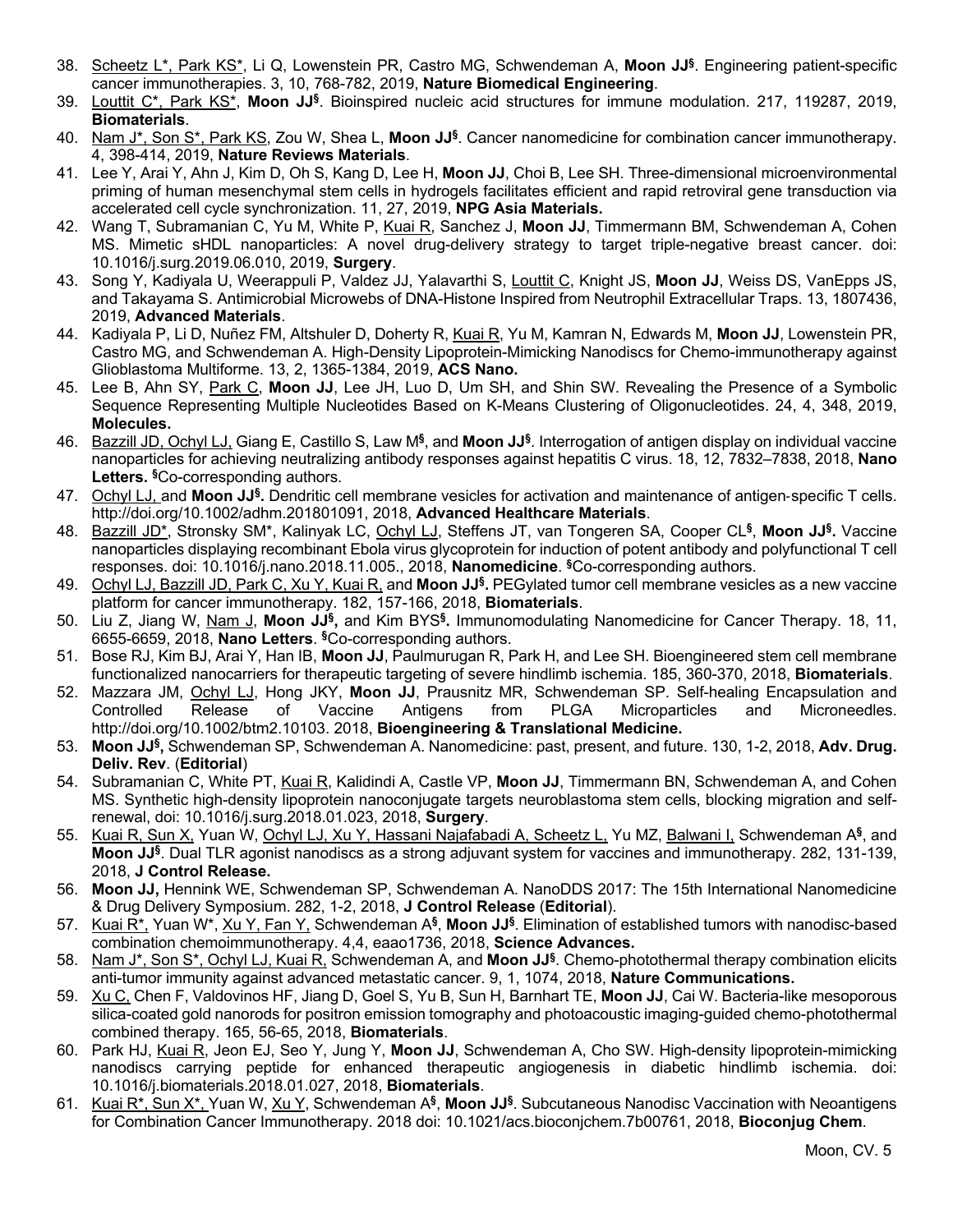38. Scheetz L*, Park KS*, Li Q, Lowenstein PR, Castro MG, Schwendeman A, **Moon JJ§**. Engineering patient-specific cancer immunotherapies. 3, 10, 768-782, 2019, **Nature Biomedical Engineering**.
39. Louttit C*, Park KS*, **Moon JJ§**. Bioinspired nucleic acid structures for immune modulation. 217, 119287, 2019, **Biomaterials**.
40. Nam J*, Son S*, Park KS, Zou W, Shea L, **Moon JJ§**. Cancer nanomedicine for combination cancer immunotherapy. 4, 398-414, 2019, **Nature Reviews Materials**.
41. Lee Y, Arai Y, Ahn J, Kim D, Oh S, Kang D, Lee H, **Moon JJ**, Choi B, Lee SH. Three-dimensional microenvironmental priming of human mesenchymal stem cells in hydrogels facilitates efficient and rapid retroviral gene transduction via accelerated cell cycle synchronization. 11, 27, 2019, **NPG Asia Materials.**
42. Wang T, Subramanian C, Yu M, White P, Kuai R, Sanchez J, **Moon JJ**, Timmermann BM, Schwendeman A, Cohen MS. Mimetic sHDL nanoparticles: A novel drug-delivery strategy to target triple-negative breast cancer. doi: 10.1016/j.surg.2019.06.010, 2019, **Surgery**.
43. Song Y, Kadiyala U, Weerappuli P, Valdez JJ, Yalavarthi S, Louttit C, Knight JS, **Moon JJ**, Weiss DS, VanEpps JS, and Takayama S. Antimicrobial Microwebs of DNA-Histone Inspired from Neutrophil Extracellular Traps. 13, 1807436, 2019, **Advanced Materials**.
44. Kadiyala P, Li D, Nuñez FM, Altshuler D, Doherty R, Kuai R, Yu M, Kamran N, Edwards M, **Moon JJ**, Lowenstein PR, Castro MG, and Schwendeman A. High-Density Lipoprotein-Mimicking Nanodiscs for Chemo-immunotherapy against Glioblastoma Multiforme. 13, 2, 1365-1384, 2019, **ACS Nano.**
45. Lee B, Ahn SY, Park C, **Moon JJ**, Lee JH, Luo D, Um SH, and Shin SW. Revealing the Presence of a Symbolic Sequence Representing Multiple Nucleotides Based on K-Means Clustering of Oligonucleotides. 24, 4, 348, 2019, **Molecules.**
46. Bazzill JD, Ochyl LJ, Giang E, Castillo S, Law M§, and **Moon JJ§**. Interrogation of antigen display on individual vaccine nanoparticles for achieving neutralizing antibody responses against hepatitis C virus. 18, 12, 7832–7838, 2018, **Nano Letters. §**Co-corresponding authors.
47. Ochyl LJ, and **Moon JJ§.** Dendritic cell membrane vesicles for activation and maintenance of antigen-specific T cells. http://doi.org/10.1002/adhm.201801091, 2018, **Advanced Healthcare Materials**.
48. Bazzill JD*, Stronsky SM*, Kalinyak LC, Ochyl LJ, Steffens JT, van Tongeren SA, Cooper CL§, **Moon JJ§.** Vaccine nanoparticles displaying recombinant Ebola virus glycoprotein for induction of potent antibody and polyfunctional T cell responses. doi: 10.1016/j.nano.2018.11.005., 2018, **Nanomedicine**. **§**Co-corresponding authors.
49. Ochyl LJ, Bazzill JD, Park C, Xu Y, Kuai R, and **Moon JJ§.** PEGylated tumor cell membrane vesicles as a new vaccine platform for cancer immunotherapy. 182, 157-166, 2018, **Biomaterials**.
50. Liu Z, Jiang W, Nam J, **Moon JJ§,** and Kim BYS**§.** Immunomodulating Nanomedicine for Cancer Therapy. 18, 11, 6655-6659, 2018, **Nano Letters**. **§**Co-corresponding authors.
51. Bose RJ, Kim BJ, Arai Y, Han IB, **Moon JJ**, Paulmurugan R, Park H, and Lee SH. Bioengineered stem cell membrane functionalized nanocarriers for therapeutic targeting of severe hindlimb ischemia. 185, 360-370, 2018, **Biomaterials**.
52. Mazzara JM, Ochyl LJ, Hong JKY, **Moon JJ**, Prausnitz MR, Schwendeman SP. Self-healing Encapsulation and Controlled Release of Vaccine Antigens from PLGA Microparticles and Microneedles. http://doi.org/10.1002/btm2.10103. 2018, **Bioengineering & Translational Medicine.**
53. **Moon JJ§,** Schwendeman SP, Schwendeman A. Nanomedicine: past, present, and future. 130, 1-2, 2018, **Adv. Drug. Deliv. Rev**. (**Editorial**)
54. Subramanian C, White PT, Kuai R, Kalidindi A, Castle VP, **Moon JJ**, Timmermann BN, Schwendeman A, and Cohen MS. Synthetic high-density lipoprotein nanoconjugate targets neuroblastoma stem cells, blocking migration and self-renewal, doi: 10.1016/j.surg.2018.01.023, 2018, **Surgery**.
55. Kuai R, Sun X, Yuan W, Ochyl LJ, Xu Y, Hassani Najafabadi A, Scheetz L, Yu MZ, Balwani I, Schwendeman A§, and **Moon JJ§**. Dual TLR agonist nanodiscs as a strong adjuvant system for vaccines and immunotherapy. 282, 131-139, 2018, **J Control Release.**
56. **Moon JJ,** Hennink WE, Schwendeman SP, Schwendeman A. NanoDDS 2017: The 15th International Nanomedicine & Drug Delivery Symposium. 282, 1-2, 2018, **J Control Release** (**Editorial**).
57. Kuai R*, Yuan W*, Xu Y, Fan Y, Schwendeman A§, **Moon JJ§**. Elimination of established tumors with nanodisc-based combination chemoimmunotherapy. 4,4, eaao1736, 2018, **Science Advances.**
58. Nam J*, Son S*, Ochyl LJ, Kuai R, Schwendeman A, and **Moon JJ§**. Chemo-photothermal therapy combination elicits anti-tumor immunity against advanced metastatic cancer. 9, 1, 1074, 2018, **Nature Communications.**
59. Xu C, Chen F, Valdovinos HF, Jiang D, Goel S, Yu B, Sun H, Barnhart TE, **Moon JJ**, Cai W. Bacteria-like mesoporous silica-coated gold nanorods for positron emission tomography and photoacoustic imaging-guided chemo-photothermal combined therapy. 165, 56-65, 2018, **Biomaterials**.
60. Park HJ, Kuai R, Jeon EJ, Seo Y, Jung Y, **Moon JJ**, Schwendeman A, Cho SW. High-density lipoprotein-mimicking nanodiscs carrying peptide for enhanced therapeutic angiogenesis in diabetic hindlimb ischemia. doi: 10.1016/j.biomaterials.2018.01.027, 2018, **Biomaterials**.
61. Kuai R*, Sun X*, Yuan W, Xu Y, Schwendeman A§, **Moon JJ§**. Subcutaneous Nanodisc Vaccination with Neoantigens for Combination Cancer Immunotherapy. 2018 doi: 10.1021/acs.bioconjchem.7b00761, 2018, **Bioconjug Chem**.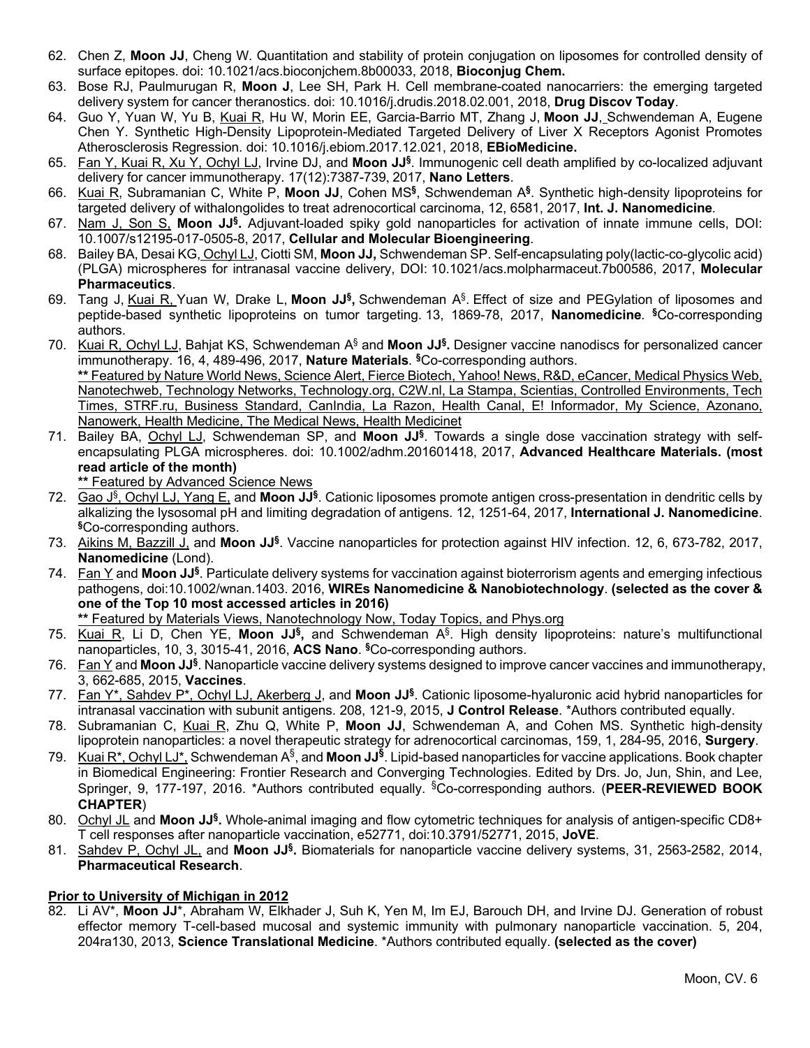62. Chen Z, **Moon JJ**, Cheng W. Quantitation and stability of protein conjugation on liposomes for controlled density of surface epitopes. doi: 10.1021/acs.bioconjchem.8b00033, 2018, **Bioconjug Chem.**
63. Bose RJ, Paulmurugan R, **Moon J**, Lee SH, Park H. Cell membrane-coated nanocarriers: the emerging targeted delivery system for cancer theranostics. doi: 10.1016/j.drudis.2018.02.001, 2018, **Drug Discov Today**.
64. Guo Y, Yuan W, Yu B, Kuai R, Hu W, Morin EE, Garcia-Barrio MT, Zhang J, **Moon JJ**, Schwendeman A, Eugene Chen Y. Synthetic High-Density Lipoprotein-Mediated Targeted Delivery of Liver X Receptors Agonist Promotes Atherosclerosis Regression. doi: 10.1016/j.ebiom.2017.12.021, 2018, **EBioMedicine.**
65. Fan Y, Kuai R, Xu Y, Ochyl LJ, Irvine DJ, and **Moon JJ**[§]. Immunogenic cell death amplified by co-localized adjuvant delivery for cancer immunotherapy. 17(12):7387-739, 2017, **Nano Letters**.
66. Kuai R, Subramanian C, White P, **Moon JJ**, Cohen MS[§], Schwendeman A[§]. Synthetic high-density lipoproteins for targeted delivery of withalongolides to treat adrenocortical carcinoma, 12, 6581, 2017, **Int. J. Nanomedicine**.
67. Nam J, Son S, **Moon JJ**[§]**.** Adjuvant-loaded spiky gold nanoparticles for activation of innate immune cells, DOI: 10.1007/s12195-017-0505-8, 2017, **Cellular and Molecular Bioengineering**.
68. Bailey BA, Desai KG, Ochyl LJ, Ciotti SM, **Moon JJ,** Schwendeman SP. Self-encapsulating poly(lactic-co-glycolic acid) (PLGA) microspheres for intranasal vaccine delivery, DOI: 10.1021/acs.molpharmaceut.7b00586, 2017, **Molecular Pharmaceutics**.
69. Tang J, Kuai R, Yuan W, Drake L, **Moon JJ**[§]**,** Schwendeman A[§]. Effect of size and PEGylation of liposomes and peptide-based synthetic lipoproteins on tumor targeting. 13, 1869-78, 2017, **Nanomedicine**. [§]Co-corresponding authors.
70. Kuai R, Ochyl LJ, Bahjat KS, Schwendeman A[§] and **Moon JJ**[§]**.** Designer vaccine nanodiscs for personalized cancer immunotherapy. 16, 4, 489-496, 2017, **Nature Materials**. [§]Co-corresponding authors.
    **** Featured by Nature World News, Science Alert, Fierce Biotech, Yahoo! News, R&D, eCancer, Medical Physics Web, Nanotechweb, Technology Networks, Technology.org, C2W.nl, La Stampa, Scientias, Controlled Environments, Tech Times, STRF.ru, Business Standard, CanIndia, La Razon, Health Canal, E! Informador, My Science, Azonano, Nanowerk, Health Medicine, The Medical News, Health Medicinet
71. Bailey BA, Ochyl LJ, Schwendeman SP, and **Moon JJ**[§]. Towards a single dose vaccination strategy with self-encapsulating PLGA microspheres. doi: 10.1002/adhm.201601418, 2017, **Advanced Healthcare Materials. (most read article of the month)**
    **** Featured by Advanced Science News
72. Gao J[§], Ochyl LJ, Yang E, and **Moon JJ**[§]. Cationic liposomes promote antigen cross-presentation in dendritic cells by alkalizing the lysosomal pH and limiting degradation of antigens. 12, 1251-64, 2017, **International J. Nanomedicine**. [§]Co-corresponding authors.
73. Aikins M, Bazzill J, and **Moon JJ**[§]. Vaccine nanoparticles for protection against HIV infection. 12, 6, 673-782, 2017, **Nanomedicine** (Lond).
74. Fan Y and **Moon JJ**[§]. Particulate delivery systems for vaccination against bioterrorism agents and emerging infectious pathogens, doi:10.1002/wnan.1403. 2016, **WIREs Nanomedicine & Nanobiotechnology**. **(selected as the cover & one of the Top 10 most accessed articles in 2016)**
    **** Featured by Materials Views, Nanotechnology Now, Today Topics, and Phys.org
75. Kuai R, Li D, Chen YE, **Moon JJ**[§]**,** and Schwendeman A[§]. High density lipoproteins: nature's multifunctional nanoparticles, 10, 3, 3015-41, 2016, **ACS Nano**. [§]Co-corresponding authors.
76. Fan Y and **Moon JJ**[§]. Nanoparticle vaccine delivery systems designed to improve cancer vaccines and immunotherapy, 3, 662-685, 2015, **Vaccines**.
77. Fan Y*, Sahdev P*, Ochyl LJ, Akerberg J, and **Moon JJ**[§]. Cationic liposome-hyaluronic acid hybrid nanoparticles for intranasal vaccination with subunit antigens. 208, 121-9, 2015, **J Control Release**. *Authors contributed equally.
78. Subramanian C, Kuai R, Zhu Q, White P, **Moon JJ**, Schwendeman A, and Cohen MS. Synthetic high-density lipoprotein nanoparticles: a novel therapeutic strategy for adrenocortical carcinomas, 159, 1, 284-95, 2016, **Surgery**.
79. Kuai R*, Ochyl LJ*, Schwendeman A[§], and **Moon JJ**[§]. Lipid-based nanoparticles for vaccine applications. Book chapter in Biomedical Engineering: Frontier Research and Converging Technologies. Edited by Drs. Jo, Jun, Shin, and Lee, Springer, 9, 177-197, 2016. *Authors contributed equally. [§]Co-corresponding authors. (**PEER-REVIEWED BOOK CHAPTER**)
80. Ochyl JL and **Moon JJ**[§]**.** Whole-animal imaging and flow cytometric techniques for analysis of antigen-specific CD8+ T cell responses after nanoparticle vaccination, e52771, doi:10.3791/52771, 2015, **JoVE**.
81. Sahdev P, Ochyl JL, and **Moon JJ**[§]**.** Biomaterials for nanoparticle vaccine delivery systems, 31, 2563-2582, 2014, **Pharmaceutical Research**.

**Prior to University of Michigan in 2012**

82. Li AV*, **Moon JJ***, Abraham W, Elkhader J, Suh K, Yen M, Im EJ, Barouch DH, and Irvine DJ. Generation of robust effector memory T-cell-based mucosal and systemic immunity with pulmonary nanoparticle vaccination. 5, 204, 204ra130, 2013, **Science Translational Medicine**. *Authors contributed equally. **(selected as the cover)**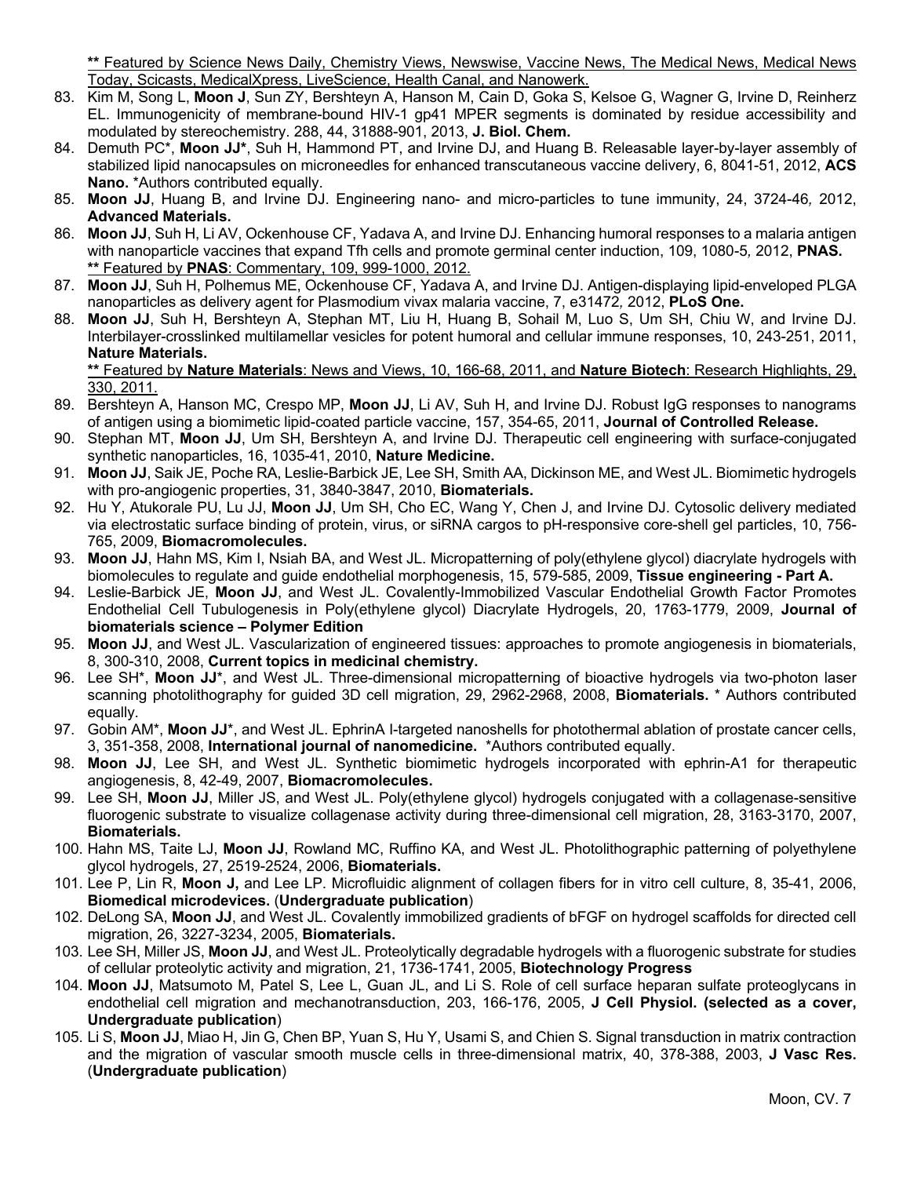** Featured by Science News Daily, Chemistry Views, Newswise, Vaccine News, The Medical News, Medical News Today, Scicasts, MedicalXpress, LiveScience, Health Canal, and Nanowerk.

83. Kim M, Song L, **Moon J**, Sun ZY, Bershteyn A, Hanson M, Cain D, Goka S, Kelsoe G, Wagner G, Irvine D, Reinherz EL. Immunogenicity of membrane-bound HIV-1 gp41 MPER segments is dominated by residue accessibility and modulated by stereochemistry. 288, 44, 31888-901, 2013, **J. Biol. Chem.**
84. Demuth PC*, **Moon JJ***, Suh H, Hammond PT, and Irvine DJ, and Huang B. Releasable layer-by-layer assembly of stabilized lipid nanocapsules on microneedles for enhanced transcutaneous vaccine delivery, 6, 8041-51, 2012, **ACS Nano.** *Authors contributed equally.
85. **Moon JJ**, Huang B, and Irvine DJ. Engineering nano- and micro-particles to tune immunity, 24, 3724-46, 2012, **Advanced Materials.**
86. **Moon JJ**, Suh H, Li AV, Ockenhouse CF, Yadava A, and Irvine DJ. Enhancing humoral responses to a malaria antigen with nanoparticle vaccines that expand Tfh cells and promote germinal center induction, 109, 1080-5, 2012, **PNAS.**
    ** Featured by **PNAS**: Commentary, 109, 999-1000, 2012.
87. **Moon JJ**, Suh H, Polhemus ME, Ockenhouse CF, Yadava A, and Irvine DJ. Antigen-displaying lipid-enveloped PLGA nanoparticles as delivery agent for Plasmodium vivax malaria vaccine, 7, e31472, 2012, **PLoS One.**
88. **Moon JJ**, Suh H, Bershteyn A, Stephan MT, Liu H, Huang B, Sohail M, Luo S, Um SH, Chiu W, and Irvine DJ. Interbilayer-crosslinked multilamellar vesicles for potent humoral and cellular immune responses, 10, 243-251, 2011, **Nature Materials.**
    ** Featured by **Nature Materials**: News and Views, 10, 166-68, 2011, and **Nature Biotech**: Research Highlights, 29, 330, 2011.
89. Bershteyn A, Hanson MC, Crespo MP, **Moon JJ**, Li AV, Suh H, and Irvine DJ. Robust IgG responses to nanograms of antigen using a biomimetic lipid-coated particle vaccine, 157, 354-65, 2011, **Journal of Controlled Release.**
90. Stephan MT, **Moon JJ**, Um SH, Bershteyn A, and Irvine DJ. Therapeutic cell engineering with surface-conjugated synthetic nanoparticles, 16, 1035-41, 2010, **Nature Medicine.**
91. **Moon JJ**, Saik JE, Poche RA, Leslie-Barbick JE, Lee SH, Smith AA, Dickinson ME, and West JL. Biomimetic hydrogels with pro-angiogenic properties, 31, 3840-3847, 2010, **Biomaterials.**
92. Hu Y, Atukorale PU, Lu JJ, **Moon JJ**, Um SH, Cho EC, Wang Y, Chen J, and Irvine DJ. Cytosolic delivery mediated via electrostatic surface binding of protein, virus, or siRNA cargos to pH-responsive core-shell gel particles, 10, 756-765, 2009, **Biomacromolecules.**
93. **Moon JJ**, Hahn MS, Kim I, Nsiah BA, and West JL. Micropatterning of poly(ethylene glycol) diacrylate hydrogels with biomolecules to regulate and guide endothelial morphogenesis, 15, 579-585, 2009, **Tissue engineering - Part A.**
94. Leslie-Barbick JE, **Moon JJ**, and West JL. Covalently-Immobilized Vascular Endothelial Growth Factor Promotes Endothelial Cell Tubulogenesis in Poly(ethylene glycol) Diacrylate Hydrogels, 20, 1763-1779, 2009, **Journal of biomaterials science – Polymer Edition**
95. **Moon JJ**, and West JL. Vascularization of engineered tissues: approaches to promote angiogenesis in biomaterials, 8, 300-310, 2008, **Current topics in medicinal chemistry.**
96. Lee SH*, **Moon JJ***, and West JL. Three-dimensional micropatterning of bioactive hydrogels via two-photon laser scanning photolithography for guided 3D cell migration, 29, 2962-2968, 2008, **Biomaterials.** * Authors contributed equally.
97. Gobin AM*, **Moon JJ***, and West JL. EphrinA I-targeted nanoshells for photothermal ablation of prostate cancer cells, 3, 351-358, 2008, **International journal of nanomedicine.** *Authors contributed equally.
98. **Moon JJ**, Lee SH, and West JL. Synthetic biomimetic hydrogels incorporated with ephrin-A1 for therapeutic angiogenesis, 8, 42-49, 2007, **Biomacromolecules.**
99. Lee SH, **Moon JJ**, Miller JS, and West JL. Poly(ethylene glycol) hydrogels conjugated with a collagenase-sensitive fluorogenic substrate to visualize collagenase activity during three-dimensional cell migration, 28, 3163-3170, 2007, **Biomaterials.**
100. Hahn MS, Taite LJ, **Moon JJ**, Rowland MC, Ruffino KA, and West JL. Photolithographic patterning of polyethylene glycol hydrogels, 27, 2519-2524, 2006, **Biomaterials.**
101. Lee P, Lin R, **Moon J,** and Lee LP. Microfluidic alignment of collagen fibers for in vitro cell culture, 8, 35-41, 2006, **Biomedical microdevices.** (**Undergraduate publication**)
102. DeLong SA, **Moon JJ**, and West JL. Covalently immobilized gradients of bFGF on hydrogel scaffolds for directed cell migration, 26, 3227-3234, 2005, **Biomaterials.**
103. Lee SH, Miller JS, **Moon JJ**, and West JL. Proteolytically degradable hydrogels with a fluorogenic substrate for studies of cellular proteolytic activity and migration, 21, 1736-1741, 2005, **Biotechnology Progress**
104. **Moon JJ**, Matsumoto M, Patel S, Lee L, Guan JL, and Li S. Role of cell surface heparan sulfate proteoglycans in endothelial cell migration and mechanotransduction, 203, 166-176, 2005, **J Cell Physiol. (selected as a cover, Undergraduate publication**)
105. Li S, **Moon JJ**, Miao H, Jin G, Chen BP, Yuan S, Hu Y, Usami S, and Chien S. Signal transduction in matrix contraction and the migration of vascular smooth muscle cells in three-dimensional matrix, 40, 378-388, 2003, **J Vasc Res.** (**Undergraduate publication**)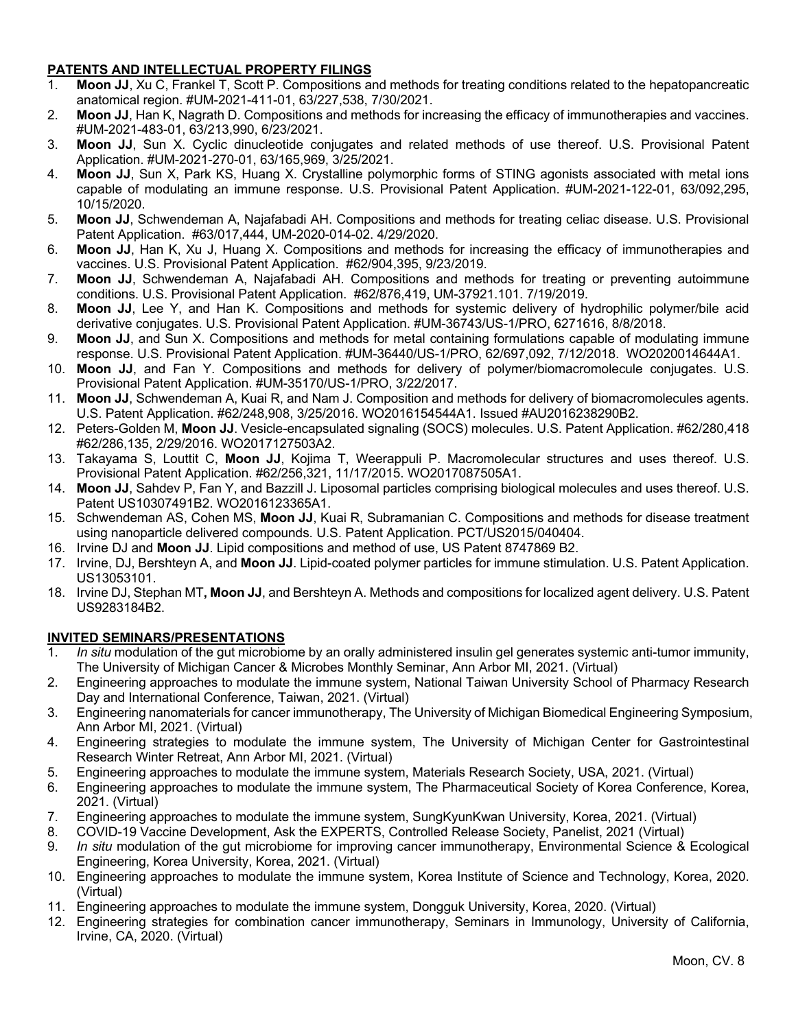## PATENTS AND INTELLECTUAL PROPERTY FILINGS

1. **Moon JJ**, Xu C, Frankel T, Scott P. Compositions and methods for treating conditions related to the hepatopancreatic anatomical region. #UM-2021-411-01, 63/227,538, 7/30/2021.
2. **Moon JJ**, Han K, Nagrath D. Compositions and methods for increasing the efficacy of immunotherapies and vaccines. #UM-2021-483-01, 63/213,990, 6/23/2021.
3. **Moon JJ**, Sun X. Cyclic dinucleotide conjugates and related methods of use thereof. U.S. Provisional Patent Application. #UM-2021-270-01, 63/165,969, 3/25/2021.
4. **Moon JJ**, Sun X, Park KS, Huang X. Crystalline polymorphic forms of STING agonists associated with metal ions capable of modulating an immune response. U.S. Provisional Patent Application. #UM-2021-122-01, 63/092,295, 10/15/2020.
5. **Moon JJ**, Schwendeman A, Najafabadi AH. Compositions and methods for treating celiac disease. U.S. Provisional Patent Application. #63/017,444, UM-2020-014-02. 4/29/2020.
6. **Moon JJ**, Han K, Xu J, Huang X. Compositions and methods for increasing the efficacy of immunotherapies and vaccines. U.S. Provisional Patent Application. #62/904,395, 9/23/2019.
7. **Moon JJ**, Schwendeman A, Najafabadi AH. Compositions and methods for treating or preventing autoimmune conditions. U.S. Provisional Patent Application. #62/876,419, UM-37921.101. 7/19/2019.
8. **Moon JJ**, Lee Y, and Han K. Compositions and methods for systemic delivery of hydrophilic polymer/bile acid derivative conjugates. U.S. Provisional Patent Application. #UM-36743/US-1/PRO, 6271616, 8/8/2018.
9. **Moon JJ**, and Sun X. Compositions and methods for metal containing formulations capable of modulating immune response. U.S. Provisional Patent Application. #UM-36440/US-1/PRO, 62/697,092, 7/12/2018. WO2020014644A1.
10. **Moon JJ**, and Fan Y. Compositions and methods for delivery of polymer/biomacromolecule conjugates. U.S. Provisional Patent Application. #UM-35170/US-1/PRO, 3/22/2017.
11. **Moon JJ**, Schwendeman A, Kuai R, and Nam J. Composition and methods for delivery of biomacromolecules agents. U.S. Patent Application. #62/248,908, 3/25/2016. WO2016154544A1. Issued #AU2016238290B2.
12. Peters-Golden M, **Moon JJ**. Vesicle-encapsulated signaling (SOCS) molecules. U.S. Patent Application. #62/280,418 #62/286,135, 2/29/2016. WO2017127503A2.
13. Takayama S, Louttit C, **Moon JJ**, Kojima T, Weerappuli P. Macromolecular structures and uses thereof. U.S. Provisional Patent Application. #62/256,321, 11/17/2015. WO2017087505A1.
14. **Moon JJ**, Sahdev P, Fan Y, and Bazzill J. Liposomal particles comprising biological molecules and uses thereof. U.S. Patent US10307491B2. WO2016123365A1.
15. Schwendeman AS, Cohen MS, **Moon JJ**, Kuai R, Subramanian C. Compositions and methods for disease treatment using nanoparticle delivered compounds. U.S. Patent Application. PCT/US2015/040404.
16. Irvine DJ and **Moon JJ**. Lipid compositions and method of use, US Patent 8747869 B2.
17. Irvine, DJ, Bershteyn A, and **Moon JJ**. Lipid-coated polymer particles for immune stimulation. U.S. Patent Application. US13053101.
18. Irvine DJ, Stephan MT**, Moon JJ**, and Bershteyn A. Methods and compositions for localized agent delivery. U.S. Patent US9283184B2.

## INVITED SEMINARS/PRESENTATIONS

1. *In situ* modulation of the gut microbiome by an orally administered insulin gel generates systemic anti-tumor immunity, The University of Michigan Cancer & Microbes Monthly Seminar, Ann Arbor MI, 2021. (Virtual)
2. Engineering approaches to modulate the immune system, National Taiwan University School of Pharmacy Research Day and International Conference, Taiwan, 2021. (Virtual)
3. Engineering nanomaterials for cancer immunotherapy, The University of Michigan Biomedical Engineering Symposium, Ann Arbor MI, 2021. (Virtual)
4. Engineering strategies to modulate the immune system, The University of Michigan Center for Gastrointestinal Research Winter Retreat, Ann Arbor MI, 2021. (Virtual)
5. Engineering approaches to modulate the immune system, Materials Research Society, USA, 2021. (Virtual)
6. Engineering approaches to modulate the immune system, The Pharmaceutical Society of Korea Conference, Korea, 2021. (Virtual)
7. Engineering approaches to modulate the immune system, SungKyunKwan University, Korea, 2021. (Virtual)
8. COVID-19 Vaccine Development, Ask the EXPERTS, Controlled Release Society, Panelist, 2021 (Virtual)
9. *In situ* modulation of the gut microbiome for improving cancer immunotherapy, Environmental Science & Ecological Engineering, Korea University, Korea, 2021. (Virtual)
10. Engineering approaches to modulate the immune system, Korea Institute of Science and Technology, Korea, 2020. (Virtual)
11. Engineering approaches to modulate the immune system, Dongguk University, Korea, 2020. (Virtual)
12. Engineering strategies for combination cancer immunotherapy, Seminars in Immunology, University of California, Irvine, CA, 2020. (Virtual)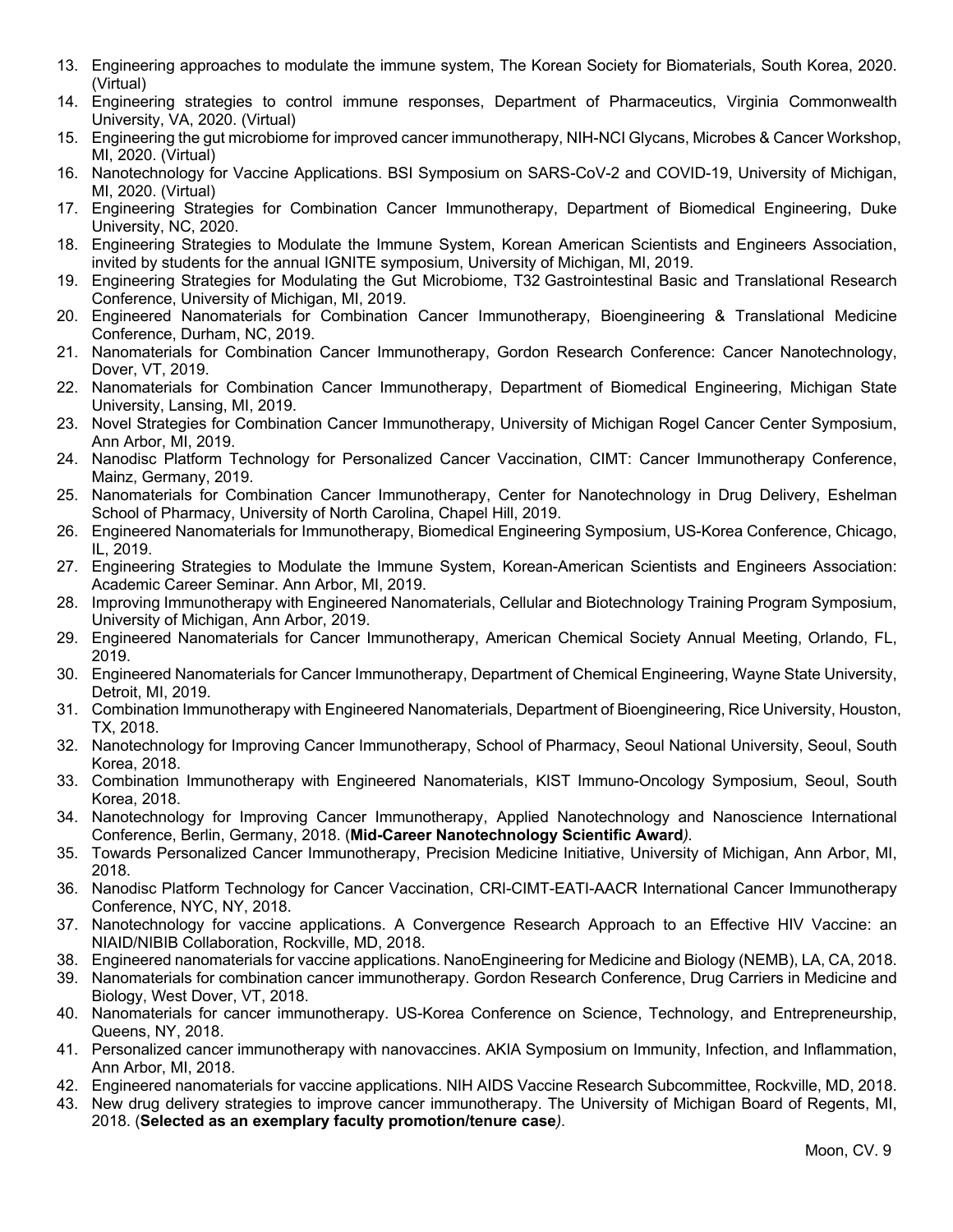13. Engineering approaches to modulate the immune system, The Korean Society for Biomaterials, South Korea, 2020. (Virtual)
14. Engineering strategies to control immune responses, Department of Pharmaceutics, Virginia Commonwealth University, VA, 2020. (Virtual)
15. Engineering the gut microbiome for improved cancer immunotherapy, NIH-NCI Glycans, Microbes & Cancer Workshop, MI, 2020. (Virtual)
16. Nanotechnology for Vaccine Applications. BSI Symposium on SARS-CoV-2 and COVID-19, University of Michigan, MI, 2020. (Virtual)
17. Engineering Strategies for Combination Cancer Immunotherapy, Department of Biomedical Engineering, Duke University, NC, 2020.
18. Engineering Strategies to Modulate the Immune System, Korean American Scientists and Engineers Association, invited by students for the annual IGNITE symposium, University of Michigan, MI, 2019.
19. Engineering Strategies for Modulating the Gut Microbiome, T32 Gastrointestinal Basic and Translational Research Conference, University of Michigan, MI, 2019.
20. Engineered Nanomaterials for Combination Cancer Immunotherapy, Bioengineering & Translational Medicine Conference, Durham, NC, 2019.
21. Nanomaterials for Combination Cancer Immunotherapy, Gordon Research Conference: Cancer Nanotechnology, Dover, VT, 2019.
22. Nanomaterials for Combination Cancer Immunotherapy, Department of Biomedical Engineering, Michigan State University, Lansing, MI, 2019.
23. Novel Strategies for Combination Cancer Immunotherapy, University of Michigan Rogel Cancer Center Symposium, Ann Arbor, MI, 2019.
24. Nanodisc Platform Technology for Personalized Cancer Vaccination, CIMT: Cancer Immunotherapy Conference, Mainz, Germany, 2019.
25. Nanomaterials for Combination Cancer Immunotherapy, Center for Nanotechnology in Drug Delivery, Eshelman School of Pharmacy, University of North Carolina, Chapel Hill, 2019.
26. Engineered Nanomaterials for Immunotherapy, Biomedical Engineering Symposium, US-Korea Conference, Chicago, IL, 2019.
27. Engineering Strategies to Modulate the Immune System, Korean-American Scientists and Engineers Association: Academic Career Seminar. Ann Arbor, MI, 2019.
28. Improving Immunotherapy with Engineered Nanomaterials, Cellular and Biotechnology Training Program Symposium, University of Michigan, Ann Arbor, 2019.
29. Engineered Nanomaterials for Cancer Immunotherapy, American Chemical Society Annual Meeting, Orlando, FL, 2019.
30. Engineered Nanomaterials for Cancer Immunotherapy, Department of Chemical Engineering, Wayne State University, Detroit, MI, 2019.
31. Combination Immunotherapy with Engineered Nanomaterials, Department of Bioengineering, Rice University, Houston, TX, 2018.
32. Nanotechnology for Improving Cancer Immunotherapy, School of Pharmacy, Seoul National University, Seoul, South Korea, 2018.
33. Combination Immunotherapy with Engineered Nanomaterials, KIST Immuno-Oncology Symposium, Seoul, South Korea, 2018.
34. Nanotechnology for Improving Cancer Immunotherapy, Applied Nanotechnology and Nanoscience International Conference, Berlin, Germany, 2018. (**Mid-Career Nanotechnology Scientific Award**).
35. Towards Personalized Cancer Immunotherapy, Precision Medicine Initiative, University of Michigan, Ann Arbor, MI, 2018.
36. Nanodisc Platform Technology for Cancer Vaccination, CRI-CIMT-EATI-AACR International Cancer Immunotherapy Conference, NYC, NY, 2018.
37. Nanotechnology for vaccine applications. A Convergence Research Approach to an Effective HIV Vaccine: an NIAID/NIBIB Collaboration, Rockville, MD, 2018.
38. Engineered nanomaterials for vaccine applications. NanoEngineering for Medicine and Biology (NEMB), LA, CA, 2018.
39. Nanomaterials for combination cancer immunotherapy. Gordon Research Conference, Drug Carriers in Medicine and Biology, West Dover, VT, 2018.
40. Nanomaterials for cancer immunotherapy. US-Korea Conference on Science, Technology, and Entrepreneurship, Queens, NY, 2018.
41. Personalized cancer immunotherapy with nanovaccines. AKIA Symposium on Immunity, Infection, and Inflammation, Ann Arbor, MI, 2018.
42. Engineered nanomaterials for vaccine applications. NIH AIDS Vaccine Research Subcommittee, Rockville, MD, 2018.
43. New drug delivery strategies to improve cancer immunotherapy. The University of Michigan Board of Regents, MI, 2018. (**Selected as an exemplary faculty promotion/tenure case**).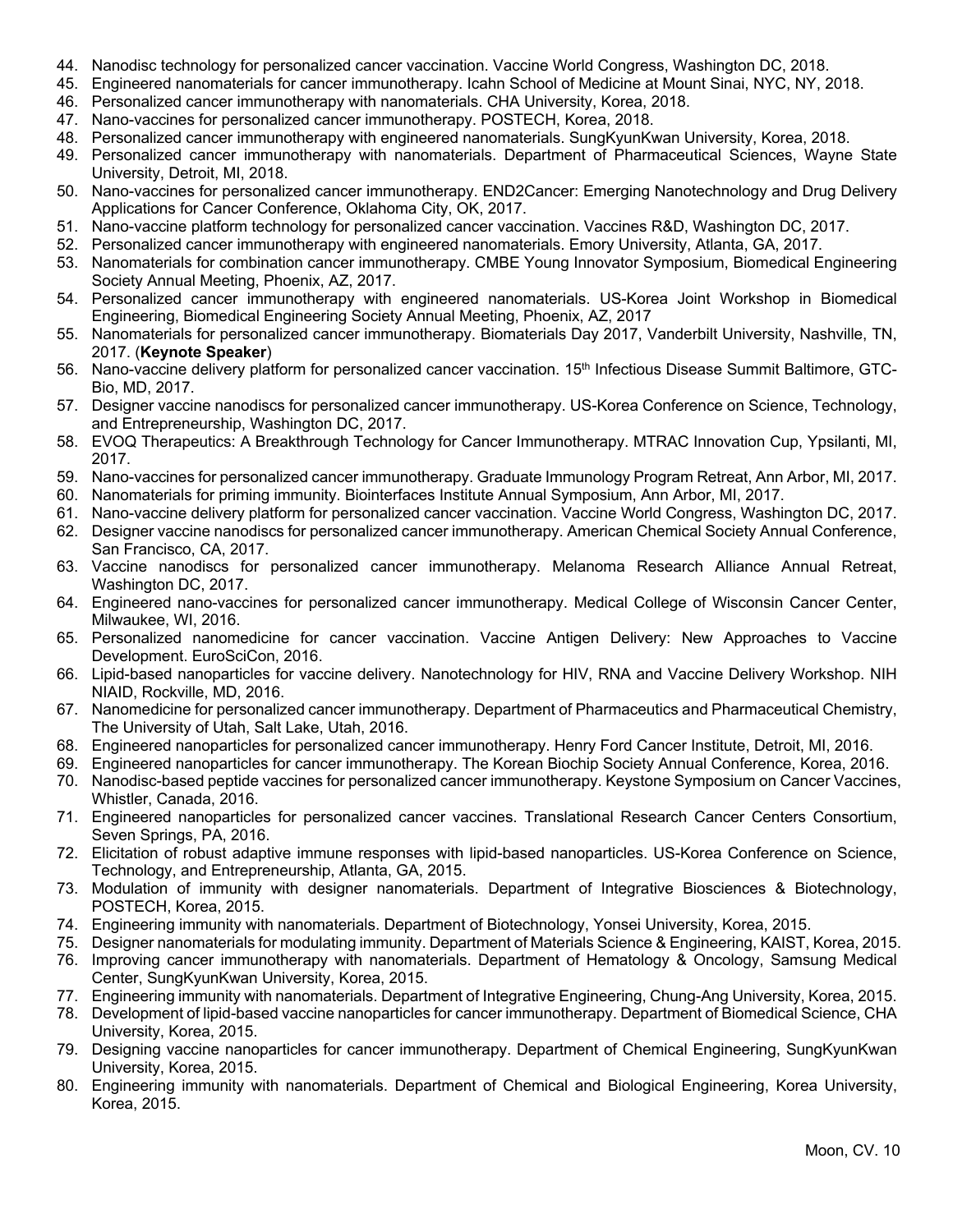44. Nanodisc technology for personalized cancer vaccination. Vaccine World Congress, Washington DC, 2018.
45. Engineered nanomaterials for cancer immunotherapy. Icahn School of Medicine at Mount Sinai, NYC, NY, 2018.
46. Personalized cancer immunotherapy with nanomaterials. CHA University, Korea, 2018.
47. Nano-vaccines for personalized cancer immunotherapy. POSTECH, Korea, 2018.
48. Personalized cancer immunotherapy with engineered nanomaterials. SungKyunKwan University, Korea, 2018.
49. Personalized cancer immunotherapy with nanomaterials. Department of Pharmaceutical Sciences, Wayne State University, Detroit, MI, 2018.
50. Nano-vaccines for personalized cancer immunotherapy. END2Cancer: Emerging Nanotechnology and Drug Delivery Applications for Cancer Conference, Oklahoma City, OK, 2017.
51. Nano-vaccine platform technology for personalized cancer vaccination. Vaccines R&D, Washington DC, 2017.
52. Personalized cancer immunotherapy with engineered nanomaterials. Emory University, Atlanta, GA, 2017.
53. Nanomaterials for combination cancer immunotherapy. CMBE Young Innovator Symposium, Biomedical Engineering Society Annual Meeting, Phoenix, AZ, 2017.
54. Personalized cancer immunotherapy with engineered nanomaterials. US-Korea Joint Workshop in Biomedical Engineering, Biomedical Engineering Society Annual Meeting, Phoenix, AZ, 2017
55. Nanomaterials for personalized cancer immunotherapy. Biomaterials Day 2017, Vanderbilt University, Nashville, TN, 2017. (**Keynote Speaker**)
56. Nano-vaccine delivery platform for personalized cancer vaccination. 15th Infectious Disease Summit Baltimore, GTC-Bio, MD, 2017.
57. Designer vaccine nanodiscs for personalized cancer immunotherapy. US-Korea Conference on Science, Technology, and Entrepreneurship, Washington DC, 2017.
58. EVOQ Therapeutics: A Breakthrough Technology for Cancer Immunotherapy. MTRAC Innovation Cup, Ypsilanti, MI, 2017.
59. Nano-vaccines for personalized cancer immunotherapy. Graduate Immunology Program Retreat, Ann Arbor, MI, 2017.
60. Nanomaterials for priming immunity. Biointerfaces Institute Annual Symposium, Ann Arbor, MI, 2017.
61. Nano-vaccine delivery platform for personalized cancer vaccination. Vaccine World Congress, Washington DC, 2017.
62. Designer vaccine nanodiscs for personalized cancer immunotherapy. American Chemical Society Annual Conference, San Francisco, CA, 2017.
63. Vaccine nanodiscs for personalized cancer immunotherapy. Melanoma Research Alliance Annual Retreat, Washington DC, 2017.
64. Engineered nano-vaccines for personalized cancer immunotherapy. Medical College of Wisconsin Cancer Center, Milwaukee, WI, 2016.
65. Personalized nanomedicine for cancer vaccination. Vaccine Antigen Delivery: New Approaches to Vaccine Development. EuroSciCon, 2016.
66. Lipid-based nanoparticles for vaccine delivery. Nanotechnology for HIV, RNA and Vaccine Delivery Workshop. NIH NIAID, Rockville, MD, 2016.
67. Nanomedicine for personalized cancer immunotherapy. Department of Pharmaceutics and Pharmaceutical Chemistry, The University of Utah, Salt Lake, Utah, 2016.
68. Engineered nanoparticles for personalized cancer immunotherapy. Henry Ford Cancer Institute, Detroit, MI, 2016.
69. Engineered nanoparticles for cancer immunotherapy. The Korean Biochip Society Annual Conference, Korea, 2016.
70. Nanodisc-based peptide vaccines for personalized cancer immunotherapy. Keystone Symposium on Cancer Vaccines, Whistler, Canada, 2016.
71. Engineered nanoparticles for personalized cancer vaccines. Translational Research Cancer Centers Consortium, Seven Springs, PA, 2016.
72. Elicitation of robust adaptive immune responses with lipid-based nanoparticles. US-Korea Conference on Science, Technology, and Entrepreneurship, Atlanta, GA, 2015.
73. Modulation of immunity with designer nanomaterials. Department of Integrative Biosciences & Biotechnology, POSTECH, Korea, 2015.
74. Engineering immunity with nanomaterials. Department of Biotechnology, Yonsei University, Korea, 2015.
75. Designer nanomaterials for modulating immunity. Department of Materials Science & Engineering, KAIST, Korea, 2015.
76. Improving cancer immunotherapy with nanomaterials. Department of Hematology & Oncology, Samsung Medical Center, SungKyunKwan University, Korea, 2015.
77. Engineering immunity with nanomaterials. Department of Integrative Engineering, Chung-Ang University, Korea, 2015.
78. Development of lipid-based vaccine nanoparticles for cancer immunotherapy. Department of Biomedical Science, CHA University, Korea, 2015.
79. Designing vaccine nanoparticles for cancer immunotherapy. Department of Chemical Engineering, SungKyunKwan University, Korea, 2015.
80. Engineering immunity with nanomaterials. Department of Chemical and Biological Engineering, Korea University, Korea, 2015.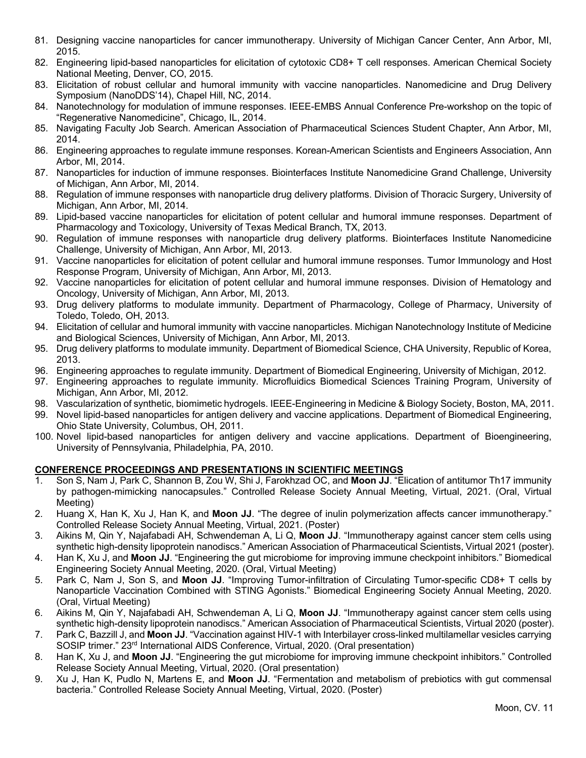81. Designing vaccine nanoparticles for cancer immunotherapy. University of Michigan Cancer Center, Ann Arbor, MI, 2015.
82. Engineering lipid-based nanoparticles for elicitation of cytotoxic CD8+ T cell responses. American Chemical Society National Meeting, Denver, CO, 2015.
83. Elicitation of robust cellular and humoral immunity with vaccine nanoparticles. Nanomedicine and Drug Delivery Symposium (NanoDDS'14), Chapel Hill, NC, 2014.
84. Nanotechnology for modulation of immune responses. IEEE-EMBS Annual Conference Pre-workshop on the topic of "Regenerative Nanomedicine", Chicago, IL, 2014.
85. Navigating Faculty Job Search. American Association of Pharmaceutical Sciences Student Chapter, Ann Arbor, MI, 2014.
86. Engineering approaches to regulate immune responses. Korean-American Scientists and Engineers Association, Ann Arbor, MI, 2014.
87. Nanoparticles for induction of immune responses. Biointerfaces Institute Nanomedicine Grand Challenge, University of Michigan, Ann Arbor, MI, 2014.
88. Regulation of immune responses with nanoparticle drug delivery platforms. Division of Thoracic Surgery, University of Michigan, Ann Arbor, MI, 2014.
89. Lipid-based vaccine nanoparticles for elicitation of potent cellular and humoral immune responses. Department of Pharmacology and Toxicology, University of Texas Medical Branch, TX, 2013.
90. Regulation of immune responses with nanoparticle drug delivery platforms. Biointerfaces Institute Nanomedicine Challenge, University of Michigan, Ann Arbor, MI, 2013.
91. Vaccine nanoparticles for elicitation of potent cellular and humoral immune responses. Tumor Immunology and Host Response Program, University of Michigan, Ann Arbor, MI, 2013.
92. Vaccine nanoparticles for elicitation of potent cellular and humoral immune responses. Division of Hematology and Oncology, University of Michigan, Ann Arbor, MI, 2013.
93. Drug delivery platforms to modulate immunity. Department of Pharmacology, College of Pharmacy, University of Toledo, Toledo, OH, 2013.
94. Elicitation of cellular and humoral immunity with vaccine nanoparticles. Michigan Nanotechnology Institute of Medicine and Biological Sciences, University of Michigan, Ann Arbor, MI, 2013.
95. Drug delivery platforms to modulate immunity. Department of Biomedical Science, CHA University, Republic of Korea, 2013.
96. Engineering approaches to regulate immunity. Department of Biomedical Engineering, University of Michigan, 2012.
97. Engineering approaches to regulate immunity. Microfluidics Biomedical Sciences Training Program, University of Michigan, Ann Arbor, MI, 2012.
98. Vascularization of synthetic, biomimetic hydrogels. IEEE-Engineering in Medicine & Biology Society, Boston, MA, 2011.
99. Novel lipid-based nanoparticles for antigen delivery and vaccine applications. Department of Biomedical Engineering, Ohio State University, Columbus, OH, 2011.
100. Novel lipid-based nanoparticles for antigen delivery and vaccine applications. Department of Bioengineering, University of Pennsylvania, Philadelphia, PA, 2010.

## CONFERENCE PROCEEDINGS AND PRESENTATIONS IN SCIENTIFIC MEETINGS

1. Son S, Nam J, Park C, Shannon B, Zou W, Shi J, Farokhzad OC, and **Moon JJ**. "Elication of antitumor Th17 immunity by pathogen-mimicking nanocapsules." Controlled Release Society Annual Meeting, Virtual, 2021. (Oral, Virtual Meeting)
2. Huang X, Han K, Xu J, Han K, and **Moon JJ**. "The degree of inulin polymerization affects cancer immunotherapy." Controlled Release Society Annual Meeting, Virtual, 2021. (Poster)
3. Aikins M, Qin Y, Najafabadi AH, Schwendeman A, Li Q, **Moon JJ**. "Immunotherapy against cancer stem cells using synthetic high-density lipoprotein nanodiscs." American Association of Pharmaceutical Scientists, Virtual 2021 (poster).
4. Han K, Xu J, and **Moon JJ**. "Engineering the gut microbiome for improving immune checkpoint inhibitors." Biomedical Engineering Society Annual Meeting, 2020. (Oral, Virtual Meeting)
5. Park C, Nam J, Son S, and **Moon JJ**. "Improving Tumor-infiltration of Circulating Tumor-specific CD8+ T cells by Nanoparticle Vaccination Combined with STING Agonists." Biomedical Engineering Society Annual Meeting, 2020. (Oral, Virtual Meeting)
6. Aikins M, Qin Y, Najafabadi AH, Schwendeman A, Li Q, **Moon JJ**. "Immunotherapy against cancer stem cells using synthetic high-density lipoprotein nanodiscs." American Association of Pharmaceutical Scientists, Virtual 2020 (poster).
7. Park C, Bazzill J, and **Moon JJ**. "Vaccination against HIV-1 with Interbilayer cross-linked multilamellar vesicles carrying SOSIP trimer." 23rd International AIDS Conference, Virtual, 2020. (Oral presentation)
8. Han K, Xu J, and **Moon JJ**. "Engineering the gut microbiome for improving immune checkpoint inhibitors." Controlled Release Society Annual Meeting, Virtual, 2020. (Oral presentation)
9. Xu J, Han K, Pudlo N, Martens E, and **Moon JJ**. "Fermentation and metabolism of prebiotics with gut commensal bacteria." Controlled Release Society Annual Meeting, Virtual, 2020. (Poster)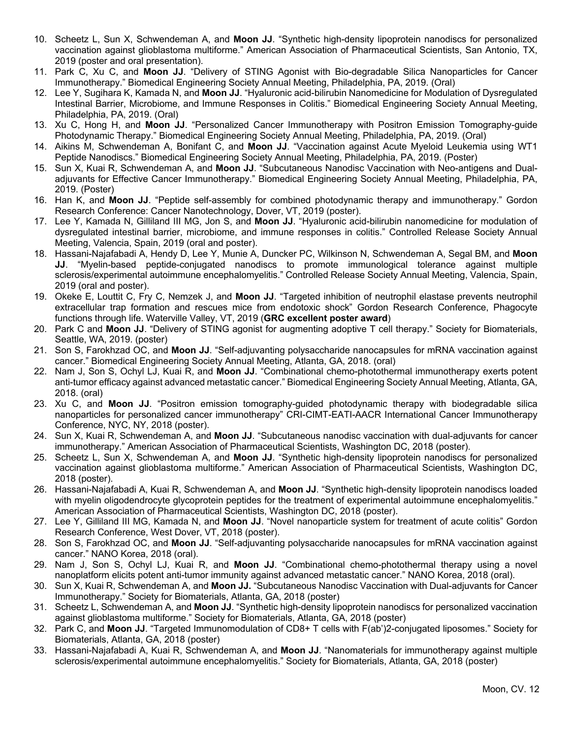10. Scheetz L, Sun X, Schwendeman A, and **Moon JJ**. "Synthetic high-density lipoprotein nanodiscs for personalized vaccination against glioblastoma multiforme." American Association of Pharmaceutical Scientists, San Antonio, TX, 2019 (poster and oral presentation).
11. Park C, Xu C, and **Moon JJ**. "Delivery of STING Agonist with Bio-degradable Silica Nanoparticles for Cancer Immunotherapy." Biomedical Engineering Society Annual Meeting, Philadelphia, PA, 2019. (Oral)
12. Lee Y, Sugihara K, Kamada N, and **Moon JJ**. "Hyaluronic acid-bilirubin Nanomedicine for Modulation of Dysregulated Intestinal Barrier, Microbiome, and Immune Responses in Colitis." Biomedical Engineering Society Annual Meeting, Philadelphia, PA, 2019. (Oral)
13. Xu C, Hong H, and **Moon JJ**. "Personalized Cancer Immunotherapy with Positron Emission Tomography-guide Photodynamic Therapy." Biomedical Engineering Society Annual Meeting, Philadelphia, PA, 2019. (Oral)
14. Aikins M, Schwendeman A, Bonifant C, and **Moon JJ**. "Vaccination against Acute Myeloid Leukemia using WT1 Peptide Nanodiscs." Biomedical Engineering Society Annual Meeting, Philadelphia, PA, 2019. (Poster)
15. Sun X, Kuai R, Schwendeman A, and **Moon JJ**. "Subcutaneous Nanodisc Vaccination with Neo-antigens and Dual-adjuvants for Effective Cancer Immunotherapy." Biomedical Engineering Society Annual Meeting, Philadelphia, PA, 2019. (Poster)
16. Han K, and **Moon JJ**. "Peptide self-assembly for combined photodynamic therapy and immunotherapy." Gordon Research Conference: Cancer Nanotechnology, Dover, VT, 2019 (poster).
17. Lee Y, Kamada N, Gilliland III MG, Jon S, and **Moon JJ**. "Hyaluronic acid-bilirubin nanomedicine for modulation of dysregulated intestinal barrier, microbiome, and immune responses in colitis." Controlled Release Society Annual Meeting, Valencia, Spain, 2019 (oral and poster).
18. Hassani-Najafabadi A, Hendy D, Lee Y, Munie A, Duncker PC, Wilkinson N, Schwendeman A, Segal BM, and **Moon JJ**. "Myelin-based peptide-conjugated nanodiscs to promote immunological tolerance against multiple sclerosis/experimental autoimmune encephalomyelitis." Controlled Release Society Annual Meeting, Valencia, Spain, 2019 (oral and poster).
19. Okeke E, Louttit C, Fry C, Nemzek J, and **Moon JJ**. "Targeted inhibition of neutrophil elastase prevents neutrophil extracellular trap formation and rescues mice from endotoxic shock" Gordon Research Conference, Phagocyte functions through life. Waterville Valley, VT, 2019 (**GRC excellent poster award**)
20. Park C and **Moon JJ**. "Delivery of STING agonist for augmenting adoptive T cell therapy." Society for Biomaterials, Seattle, WA, 2019. (poster)
21. Son S, Farokhzad OC, and **Moon JJ**. "Self-adjuvanting polysaccharide nanocapsules for mRNA vaccination against cancer." Biomedical Engineering Society Annual Meeting, Atlanta, GA, 2018. (oral)
22. Nam J, Son S, Ochyl LJ, Kuai R, and **Moon JJ**. "Combinational chemo-photothermal immunotherapy exerts potent anti-tumor efficacy against advanced metastatic cancer." Biomedical Engineering Society Annual Meeting, Atlanta, GA, 2018. (oral)
23. Xu C, and **Moon JJ**. "Positron emission tomography-guided photodynamic therapy with biodegradable silica nanoparticles for personalized cancer immunotherapy" CRI-CIMT-EATI-AACR International Cancer Immunotherapy Conference, NYC, NY, 2018 (poster).
24. Sun X, Kuai R, Schwendeman A, and **Moon JJ**. "Subcutaneous nanodisc vaccination with dual-adjuvants for cancer immunotherapy." American Association of Pharmaceutical Scientists, Washington DC, 2018 (poster).
25. Scheetz L, Sun X, Schwendeman A, and **Moon JJ**. "Synthetic high-density lipoprotein nanodiscs for personalized vaccination against glioblastoma multiforme." American Association of Pharmaceutical Scientists, Washington DC, 2018 (poster).
26. Hassani-Najafabadi A, Kuai R, Schwendeman A, and **Moon JJ**. "Synthetic high-density lipoprotein nanodiscs loaded with myelin oligodendrocyte glycoprotein peptides for the treatment of experimental autoimmune encephalomyelitis." American Association of Pharmaceutical Scientists, Washington DC, 2018 (poster).
27. Lee Y, Gilliland III MG, Kamada N, and **Moon JJ**. "Novel nanoparticle system for treatment of acute colitis" Gordon Research Conference, West Dover, VT, 2018 (poster).
28. Son S, Farokhzad OC, and **Moon JJ**. "Self-adjuvanting polysaccharide nanocapsules for mRNA vaccination against cancer." NANO Korea, 2018 (oral).
29. Nam J, Son S, Ochyl LJ, Kuai R, and **Moon JJ**. "Combinational chemo-photothermal therapy using a novel nanoplatform elicits potent anti-tumor immunity against advanced metastatic cancer." NANO Korea, 2018 (oral).
30. Sun X, Kuai R, Schwendeman A, and **Moon JJ.** "Subcutaneous Nanodisc Vaccination with Dual-adjuvants for Cancer Immunotherapy." Society for Biomaterials, Atlanta, GA, 2018 (poster)
31. Scheetz L, Schwendeman A, and **Moon JJ**. "Synthetic high-density lipoprotein nanodiscs for personalized vaccination against glioblastoma multiforme." Society for Biomaterials, Atlanta, GA, 2018 (poster)
32. Park C, and **Moon JJ**. "Targeted Immunomodulation of CD8+ T cells with F(ab')2-conjugated liposomes." Society for Biomaterials, Atlanta, GA, 2018 (poster)
33. Hassani-Najafabadi A, Kuai R, Schwendeman A, and **Moon JJ**. "Nanomaterials for immunotherapy against multiple sclerosis/experimental autoimmune encephalomyelitis." Society for Biomaterials, Atlanta, GA, 2018 (poster)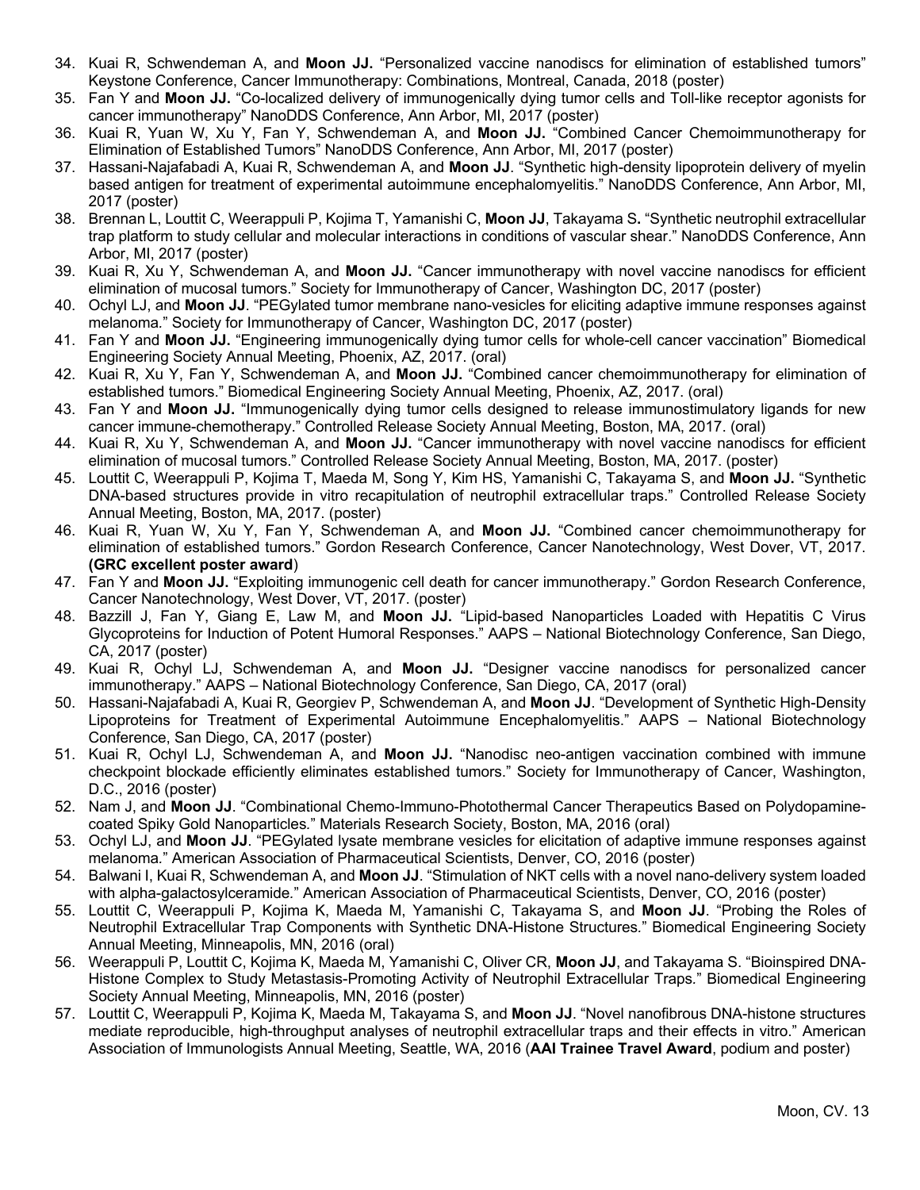34. Kuai R, Schwendeman A, and **Moon JJ.** "Personalized vaccine nanodiscs for elimination of established tumors" Keystone Conference, Cancer Immunotherapy: Combinations, Montreal, Canada, 2018 (poster)
35. Fan Y and **Moon JJ.** "Co-localized delivery of immunogenically dying tumor cells and Toll-like receptor agonists for cancer immunotherapy" NanoDDS Conference, Ann Arbor, MI, 2017 (poster)
36. Kuai R, Yuan W, Xu Y, Fan Y, Schwendeman A, and **Moon JJ.** "Combined Cancer Chemoimmunotherapy for Elimination of Established Tumors" NanoDDS Conference, Ann Arbor, MI, 2017 (poster)
37. Hassani-Najafabadi A, Kuai R, Schwendeman A, and **Moon JJ**. "Synthetic high-density lipoprotein delivery of myelin based antigen for treatment of experimental autoimmune encephalomyelitis." NanoDDS Conference, Ann Arbor, MI, 2017 (poster)
38. Brennan L, Louttit C, Weerappuli P, Kojima T, Yamanishi C, **Moon JJ**, Takayama S**.** "Synthetic neutrophil extracellular trap platform to study cellular and molecular interactions in conditions of vascular shear." NanoDDS Conference, Ann Arbor, MI, 2017 (poster)
39. Kuai R, Xu Y, Schwendeman A, and **Moon JJ.** "Cancer immunotherapy with novel vaccine nanodiscs for efficient elimination of mucosal tumors." Society for Immunotherapy of Cancer, Washington DC, 2017 (poster)
40. Ochyl LJ, and **Moon JJ**. "PEGylated tumor membrane nano-vesicles for eliciting adaptive immune responses against melanoma." Society for Immunotherapy of Cancer, Washington DC, 2017 (poster)
41. Fan Y and **Moon JJ.** "Engineering immunogenically dying tumor cells for whole-cell cancer vaccination" Biomedical Engineering Society Annual Meeting, Phoenix, AZ, 2017. (oral)
42. Kuai R, Xu Y, Fan Y, Schwendeman A, and **Moon JJ.** "Combined cancer chemoimmunotherapy for elimination of established tumors." Biomedical Engineering Society Annual Meeting, Phoenix, AZ, 2017. (oral)
43. Fan Y and **Moon JJ.** "Immunogenically dying tumor cells designed to release immunostimulatory ligands for new cancer immune-chemotherapy." Controlled Release Society Annual Meeting, Boston, MA, 2017. (oral)
44. Kuai R, Xu Y, Schwendeman A, and **Moon JJ.** "Cancer immunotherapy with novel vaccine nanodiscs for efficient elimination of mucosal tumors." Controlled Release Society Annual Meeting, Boston, MA, 2017. (poster)
45. Louttit C, Weerappuli P, Kojima T, Maeda M, Song Y, Kim HS, Yamanishi C, Takayama S, and **Moon JJ.** "Synthetic DNA-based structures provide in vitro recapitulation of neutrophil extracellular traps." Controlled Release Society Annual Meeting, Boston, MA, 2017. (poster)
46. Kuai R, Yuan W, Xu Y, Fan Y, Schwendeman A, and **Moon JJ.** "Combined cancer chemoimmunotherapy for elimination of established tumors." Gordon Research Conference, Cancer Nanotechnology, West Dover, VT, 2017. **(GRC excellent poster award**)
47. Fan Y and **Moon JJ.** "Exploiting immunogenic cell death for cancer immunotherapy." Gordon Research Conference, Cancer Nanotechnology, West Dover, VT, 2017. (poster)
48. Bazzill J, Fan Y, Giang E, Law M, and **Moon JJ.** "Lipid-based Nanoparticles Loaded with Hepatitis C Virus Glycoproteins for Induction of Potent Humoral Responses." AAPS – National Biotechnology Conference, San Diego, CA, 2017 (poster)
49. Kuai R, Ochyl LJ, Schwendeman A, and **Moon JJ.** "Designer vaccine nanodiscs for personalized cancer immunotherapy." AAPS – National Biotechnology Conference, San Diego, CA, 2017 (oral)
50. Hassani-Najafabadi A, Kuai R, Georgiev P, Schwendeman A, and **Moon JJ**. "Development of Synthetic High-Density Lipoproteins for Treatment of Experimental Autoimmune Encephalomyelitis." AAPS – National Biotechnology Conference, San Diego, CA, 2017 (poster)
51. Kuai R, Ochyl LJ, Schwendeman A, and **Moon JJ.** "Nanodisc neo-antigen vaccination combined with immune checkpoint blockade efficiently eliminates established tumors." Society for Immunotherapy of Cancer, Washington, D.C., 2016 (poster)
52. Nam J, and **Moon JJ**. "Combinational Chemo-Immuno-Photothermal Cancer Therapeutics Based on Polydopamine-coated Spiky Gold Nanoparticles." Materials Research Society, Boston, MA, 2016 (oral)
53. Ochyl LJ, and **Moon JJ**. "PEGylated lysate membrane vesicles for elicitation of adaptive immune responses against melanoma." American Association of Pharmaceutical Scientists, Denver, CO, 2016 (poster)
54. Balwani I, Kuai R, Schwendeman A, and **Moon JJ**. "Stimulation of NKT cells with a novel nano-delivery system loaded with alpha-galactosylceramide." American Association of Pharmaceutical Scientists, Denver, CO, 2016 (poster)
55. Louttit C, Weerappuli P, Kojima K, Maeda M, Yamanishi C, Takayama S, and **Moon JJ**. "Probing the Roles of Neutrophil Extracellular Trap Components with Synthetic DNA-Histone Structures." Biomedical Engineering Society Annual Meeting, Minneapolis, MN, 2016 (oral)
56. Weerappuli P, Louttit C, Kojima K, Maeda M, Yamanishi C, Oliver CR, **Moon JJ**, and Takayama S. "Bioinspired DNA-Histone Complex to Study Metastasis-Promoting Activity of Neutrophil Extracellular Traps." Biomedical Engineering Society Annual Meeting, Minneapolis, MN, 2016 (poster)
57. Louttit C, Weerappuli P, Kojima K, Maeda M, Takayama S, and **Moon JJ**. "Novel nanofibrous DNA-histone structures mediate reproducible, high-throughput analyses of neutrophil extracellular traps and their effects in vitro." American Association of Immunologists Annual Meeting, Seattle, WA, 2016 (**AAI Trainee Travel Award**, podium and poster)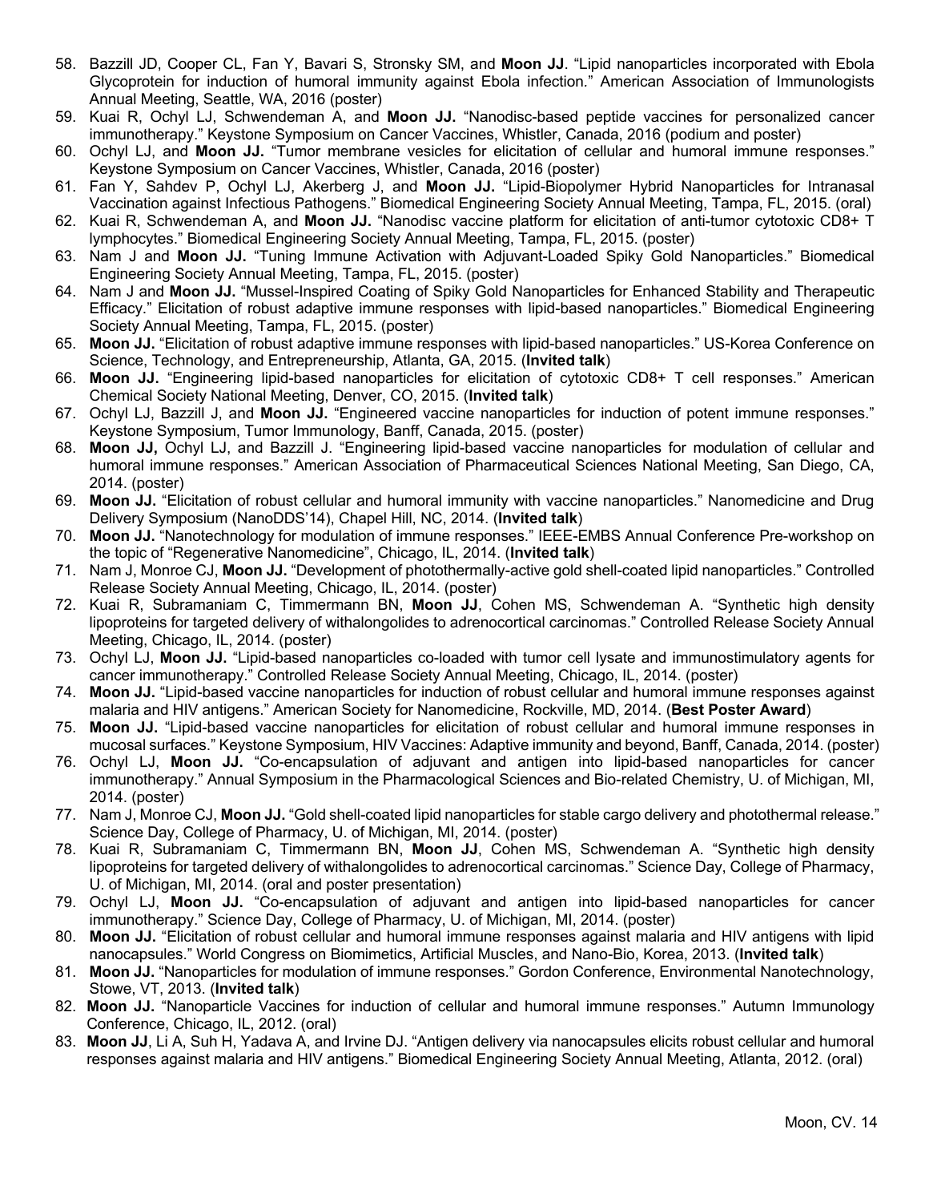58. Bazzill JD, Cooper CL, Fan Y, Bavari S, Stronsky SM, and **Moon JJ**. "Lipid nanoparticles incorporated with Ebola Glycoprotein for induction of humoral immunity against Ebola infection." American Association of Immunologists Annual Meeting, Seattle, WA, 2016 (poster)
59. Kuai R, Ochyl LJ, Schwendeman A, and **Moon JJ.** "Nanodisc-based peptide vaccines for personalized cancer immunotherapy." Keystone Symposium on Cancer Vaccines, Whistler, Canada, 2016 (podium and poster)
60. Ochyl LJ, and **Moon JJ.** "Tumor membrane vesicles for elicitation of cellular and humoral immune responses." Keystone Symposium on Cancer Vaccines, Whistler, Canada, 2016 (poster)
61. Fan Y, Sahdev P, Ochyl LJ, Akerberg J, and **Moon JJ.** "Lipid-Biopolymer Hybrid Nanoparticles for Intranasal Vaccination against Infectious Pathogens." Biomedical Engineering Society Annual Meeting, Tampa, FL, 2015. (oral)
62. Kuai R, Schwendeman A, and **Moon JJ.** "Nanodisc vaccine platform for elicitation of anti-tumor cytotoxic CD8+ T lymphocytes." Biomedical Engineering Society Annual Meeting, Tampa, FL, 2015. (poster)
63. Nam J and **Moon JJ.** "Tuning Immune Activation with Adjuvant-Loaded Spiky Gold Nanoparticles." Biomedical Engineering Society Annual Meeting, Tampa, FL, 2015. (poster)
64. Nam J and **Moon JJ.** "Mussel-Inspired Coating of Spiky Gold Nanoparticles for Enhanced Stability and Therapeutic Efficacy." Elicitation of robust adaptive immune responses with lipid-based nanoparticles." Biomedical Engineering Society Annual Meeting, Tampa, FL, 2015. (poster)
65. **Moon JJ.** "Elicitation of robust adaptive immune responses with lipid-based nanoparticles." US-Korea Conference on Science, Technology, and Entrepreneurship, Atlanta, GA, 2015. (**Invited talk**)
66. **Moon JJ.** "Engineering lipid-based nanoparticles for elicitation of cytotoxic CD8+ T cell responses." American Chemical Society National Meeting, Denver, CO, 2015. (**Invited talk**)
67. Ochyl LJ, Bazzill J, and **Moon JJ.** "Engineered vaccine nanoparticles for induction of potent immune responses." Keystone Symposium, Tumor Immunology, Banff, Canada, 2015. (poster)
68. **Moon JJ,** Ochyl LJ, and Bazzill J. "Engineering lipid-based vaccine nanoparticles for modulation of cellular and humoral immune responses." American Association of Pharmaceutical Sciences National Meeting, San Diego, CA, 2014. (poster)
69. **Moon JJ.** "Elicitation of robust cellular and humoral immunity with vaccine nanoparticles." Nanomedicine and Drug Delivery Symposium (NanoDDS'14), Chapel Hill, NC, 2014. (**Invited talk**)
70. **Moon JJ.** "Nanotechnology for modulation of immune responses." IEEE-EMBS Annual Conference Pre-workshop on the topic of "Regenerative Nanomedicine", Chicago, IL, 2014. (**Invited talk**)
71. Nam J, Monroe CJ, **Moon JJ.** "Development of photothermally-active gold shell-coated lipid nanoparticles." Controlled Release Society Annual Meeting, Chicago, IL, 2014. (poster)
72. Kuai R, Subramaniam C, Timmermann BN, **Moon JJ**, Cohen MS, Schwendeman A. "Synthetic high density lipoproteins for targeted delivery of withalongolides to adrenocortical carcinomas." Controlled Release Society Annual Meeting, Chicago, IL, 2014. (poster)
73. Ochyl LJ, **Moon JJ.** "Lipid-based nanoparticles co-loaded with tumor cell lysate and immunostimulatory agents for cancer immunotherapy." Controlled Release Society Annual Meeting, Chicago, IL, 2014. (poster)
74. **Moon JJ.** "Lipid-based vaccine nanoparticles for induction of robust cellular and humoral immune responses against malaria and HIV antigens." American Society for Nanomedicine, Rockville, MD, 2014. (**Best Poster Award**)
75. **Moon JJ.** "Lipid-based vaccine nanoparticles for elicitation of robust cellular and humoral immune responses in mucosal surfaces." Keystone Symposium, HIV Vaccines: Adaptive immunity and beyond, Banff, Canada, 2014. (poster)
76. Ochyl LJ, **Moon JJ.** "Co-encapsulation of adjuvant and antigen into lipid-based nanoparticles for cancer immunotherapy." Annual Symposium in the Pharmacological Sciences and Bio-related Chemistry, U. of Michigan, MI, 2014. (poster)
77. Nam J, Monroe CJ, **Moon JJ.** "Gold shell-coated lipid nanoparticles for stable cargo delivery and photothermal release." Science Day, College of Pharmacy, U. of Michigan, MI, 2014. (poster)
78. Kuai R, Subramaniam C, Timmermann BN, **Moon JJ**, Cohen MS, Schwendeman A. "Synthetic high density lipoproteins for targeted delivery of withalongolides to adrenocortical carcinomas." Science Day, College of Pharmacy, U. of Michigan, MI, 2014. (oral and poster presentation)
79. Ochyl LJ, **Moon JJ.** "Co-encapsulation of adjuvant and antigen into lipid-based nanoparticles for cancer immunotherapy." Science Day, College of Pharmacy, U. of Michigan, MI, 2014. (poster)
80. **Moon JJ.** "Elicitation of robust cellular and humoral immune responses against malaria and HIV antigens with lipid nanocapsules." World Congress on Biomimetics, Artificial Muscles, and Nano-Bio, Korea, 2013. (**Invited talk**)
81. **Moon JJ.** "Nanoparticles for modulation of immune responses." Gordon Conference, Environmental Nanotechnology, Stowe, VT, 2013. (**Invited talk**)
82. **Moon JJ.** "Nanoparticle Vaccines for induction of cellular and humoral immune responses." Autumn Immunology Conference, Chicago, IL, 2012. (oral)
83. **Moon JJ**, Li A, Suh H, Yadava A, and Irvine DJ. "Antigen delivery via nanocapsules elicits robust cellular and humoral responses against malaria and HIV antigens." Biomedical Engineering Society Annual Meeting, Atlanta, 2012. (oral)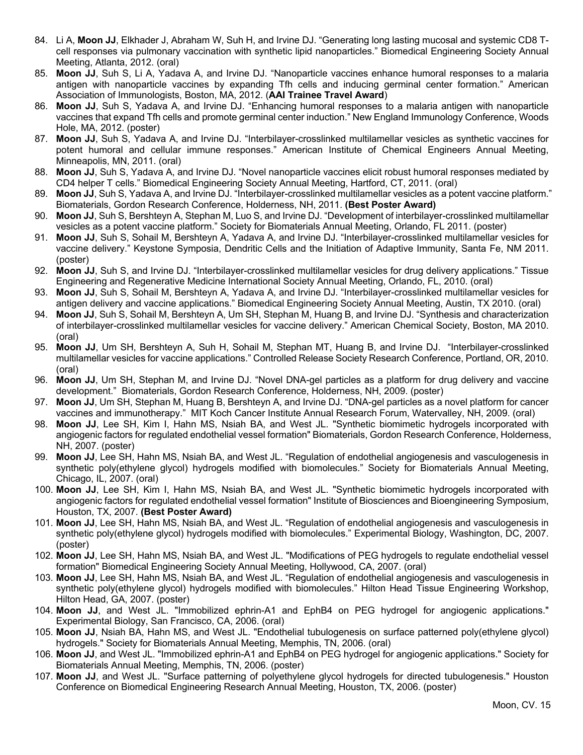84. Li A, **Moon JJ**, Elkhader J, Abraham W, Suh H, and Irvine DJ. “Generating long lasting mucosal and systemic CD8 T-cell responses via pulmonary vaccination with synthetic lipid nanoparticles.” Biomedical Engineering Society Annual Meeting, Atlanta, 2012. (oral)
85. **Moon JJ**, Suh S, Li A, Yadava A, and Irvine DJ. “Nanoparticle vaccines enhance humoral responses to a malaria antigen with nanoparticle vaccines by expanding Tfh cells and inducing germinal center formation.” American Association of Immunologists, Boston, MA, 2012. (**AAI Trainee Travel Award**)
86. **Moon JJ**, Suh S, Yadava A, and Irvine DJ. “Enhancing humoral responses to a malaria antigen with nanoparticle vaccines that expand Tfh cells and promote germinal center induction.” New England Immunology Conference, Woods Hole, MA, 2012. (poster)
87. **Moon JJ**, Suh S, Yadava A, and Irvine DJ. “Interbilayer-crosslinked multilamellar vesicles as synthetic vaccines for potent humoral and cellular immune responses.” American Institute of Chemical Engineers Annual Meeting, Minneapolis, MN, 2011. (oral)
88. **Moon JJ**, Suh S, Yadava A, and Irvine DJ. “Novel nanoparticle vaccines elicit robust humoral responses mediated by CD4 helper T cells.” Biomedical Engineering Society Annual Meeting, Hartford, CT, 2011. (oral)
89. **Moon JJ**, Suh S, Yadava A, and Irvine DJ. “Interbilayer-crosslinked multilamellar vesicles as a potent vaccine platform.” Biomaterials, Gordon Research Conference, Holderness, NH, 2011. **(Best Poster Award)**
90. **Moon JJ**, Suh S, Bershteyn A, Stephan M, Luo S, and Irvine DJ. “Development of interbilayer-crosslinked multilamellar vesicles as a potent vaccine platform.” Society for Biomaterials Annual Meeting, Orlando, FL 2011. (poster)
91. **Moon JJ**, Suh S, Sohail M, Bershteyn A, Yadava A, and Irvine DJ. “Interbilayer-crosslinked multilamellar vesicles for vaccine delivery.” Keystone Symposia, Dendritic Cells and the Initiation of Adaptive Immunity, Santa Fe, NM 2011. (poster)
92. **Moon JJ**, Suh S, and Irvine DJ. “Interbilayer-crosslinked multilamellar vesicles for drug delivery applications.” Tissue Engineering and Regenerative Medicine International Society Annual Meeting, Orlando, FL, 2010. (oral)
93. **Moon JJ**, Suh S, Sohail M, Bershteyn A, Yadava A, and Irvine DJ. “Interbilayer-crosslinked multilamellar vesicles for antigen delivery and vaccine applications.” Biomedical Engineering Society Annual Meeting, Austin, TX 2010. (oral)
94. **Moon JJ**, Suh S, Sohail M, Bershteyn A, Um SH, Stephan M, Huang B, and Irvine DJ. “Synthesis and characterization of interbilayer-crosslinked multilamellar vesicles for vaccine delivery.” American Chemical Society, Boston, MA 2010. (oral)
95. **Moon JJ**, Um SH, Bershteyn A, Suh H, Sohail M, Stephan MT, Huang B, and Irvine DJ. “Interbilayer-crosslinked multilamellar vesicles for vaccine applications.” Controlled Release Society Research Conference, Portland, OR, 2010. (oral)
96. **Moon JJ**, Um SH, Stephan M, and Irvine DJ. “Novel DNA-gel particles as a platform for drug delivery and vaccine development.” Biomaterials, Gordon Research Conference, Holderness, NH, 2009. (poster)
97. **Moon JJ**, Um SH, Stephan M, Huang B, Bershteyn A, and Irvine DJ. “DNA-gel particles as a novel platform for cancer vaccines and immunotherapy.” MIT Koch Cancer Institute Annual Research Forum, Watervalley, NH, 2009. (oral)
98. **Moon JJ**, Lee SH, Kim I, Hahn MS, Nsiah BA, and West JL. "Synthetic biomimetic hydrogels incorporated with angiogenic factors for regulated endothelial vessel formation" Biomaterials, Gordon Research Conference, Holderness, NH, 2007. (poster)
99. **Moon JJ**, Lee SH, Hahn MS, Nsiah BA, and West JL. “Regulation of endothelial angiogenesis and vasculogenesis in synthetic poly(ethylene glycol) hydrogels modified with biomolecules.” Society for Biomaterials Annual Meeting, Chicago, IL, 2007. (oral)
100. **Moon JJ**, Lee SH, Kim I, Hahn MS, Nsiah BA, and West JL. "Synthetic biomimetic hydrogels incorporated with angiogenic factors for regulated endothelial vessel formation" Institute of Biosciences and Bioengineering Symposium, Houston, TX, 2007. **(Best Poster Award)**
101. **Moon JJ**, Lee SH, Hahn MS, Nsiah BA, and West JL. “Regulation of endothelial angiogenesis and vasculogenesis in synthetic poly(ethylene glycol) hydrogels modified with biomolecules.” Experimental Biology, Washington, DC, 2007. (poster)
102. **Moon JJ**, Lee SH, Hahn MS, Nsiah BA, and West JL. "Modifications of PEG hydrogels to regulate endothelial vessel formation" Biomedical Engineering Society Annual Meeting, Hollywood, CA, 2007. (oral)
103. **Moon JJ**, Lee SH, Hahn MS, Nsiah BA, and West JL. “Regulation of endothelial angiogenesis and vasculogenesis in synthetic poly(ethylene glycol) hydrogels modified with biomolecules.” Hilton Head Tissue Engineering Workshop, Hilton Head, GA, 2007. (poster)
104. **Moon JJ**, and West JL. "Immobilized ephrin-A1 and EphB4 on PEG hydrogel for angiogenic applications." Experimental Biology, San Francisco, CA, 2006. (oral)
105. **Moon JJ**, Nsiah BA, Hahn MS, and West JL. "Endothelial tubulogenesis on surface patterned poly(ethylene glycol) hydrogels." Society for Biomaterials Annual Meeting, Memphis, TN, 2006. (oral)
106. **Moon JJ**, and West JL. "Immobilized ephrin-A1 and EphB4 on PEG hydrogel for angiogenic applications." Society for Biomaterials Annual Meeting, Memphis, TN, 2006. (poster)
107. **Moon JJ**, and West JL. "Surface patterning of polyethylene glycol hydrogels for directed tubulogenesis." Houston Conference on Biomedical Engineering Research Annual Meeting, Houston, TX, 2006. (poster)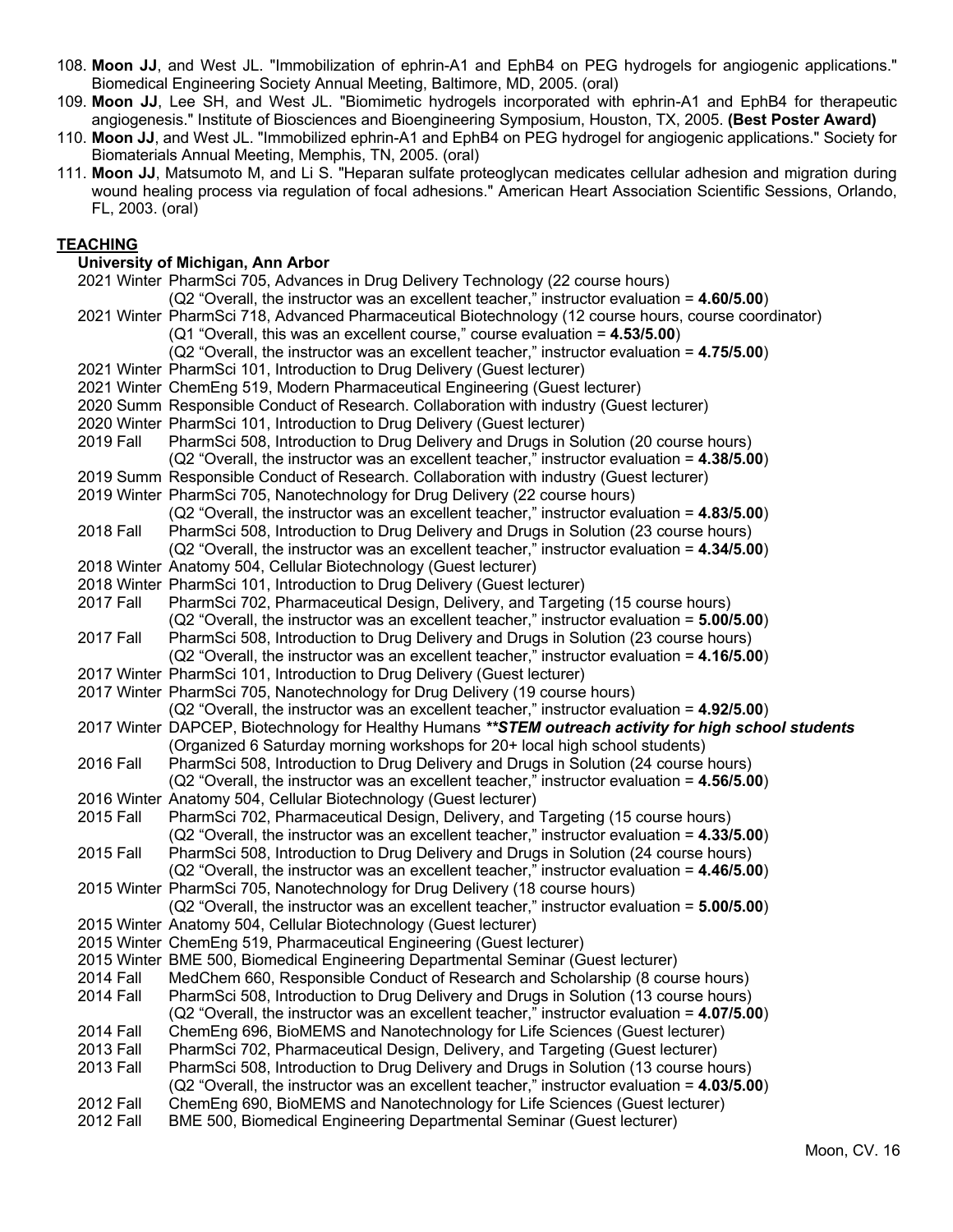108. **Moon JJ**, and West JL. "Immobilization of ephrin-A1 and EphB4 on PEG hydrogels for angiogenic applications." Biomedical Engineering Society Annual Meeting, Baltimore, MD, 2005. (oral)
109. **Moon JJ**, Lee SH, and West JL. "Biomimetic hydrogels incorporated with ephrin-A1 and EphB4 for therapeutic angiogenesis." Institute of Biosciences and Bioengineering Symposium, Houston, TX, 2005. **(Best Poster Award)**
110. **Moon JJ**, and West JL. "Immobilized ephrin-A1 and EphB4 on PEG hydrogel for angiogenic applications." Society for Biomaterials Annual Meeting, Memphis, TN, 2005. (oral)
111. **Moon JJ**, Matsumoto M, and Li S. "Heparan sulfate proteoglycan medicates cellular adhesion and migration during wound healing process via regulation of focal adhesions." American Heart Association Scientific Sessions, Orlando, FL, 2003. (oral)

## TEACHING

**University of Michigan, Ann Arbor**

2021 Winter PharmSci 705, Advances in Drug Delivery Technology (22 course hours)
(Q2 "Overall, the instructor was an excellent teacher," instructor evaluation = **4.60/5.00**)

2021 Winter PharmSci 718, Advanced Pharmaceutical Biotechnology (12 course hours, course coordinator)
(Q1 "Overall, this was an excellent course," course evaluation = **4.53/5.00**)
(Q2 "Overall, the instructor was an excellent teacher," instructor evaluation = **4.75/5.00**)

2021 Winter PharmSci 101, Introduction to Drug Delivery (Guest lecturer)

2021 Winter ChemEng 519, Modern Pharmaceutical Engineering (Guest lecturer)

2020 Summ Responsible Conduct of Research. Collaboration with industry (Guest lecturer)

2020 Winter PharmSci 101, Introduction to Drug Delivery (Guest lecturer)

2019 Fall PharmSci 508, Introduction to Drug Delivery and Drugs in Solution (20 course hours)
(Q2 "Overall, the instructor was an excellent teacher," instructor evaluation = **4.38/5.00**)

2019 Summ Responsible Conduct of Research. Collaboration with industry (Guest lecturer)

2019 Winter PharmSci 705, Nanotechnology for Drug Delivery (22 course hours)
(Q2 "Overall, the instructor was an excellent teacher," instructor evaluation = **4.83/5.00**)

2018 Fall PharmSci 508, Introduction to Drug Delivery and Drugs in Solution (23 course hours)
(Q2 "Overall, the instructor was an excellent teacher," instructor evaluation = **4.34/5.00**)

2018 Winter Anatomy 504, Cellular Biotechnology (Guest lecturer)

2018 Winter PharmSci 101, Introduction to Drug Delivery (Guest lecturer)

2017 Fall PharmSci 702, Pharmaceutical Design, Delivery, and Targeting (15 course hours)
(Q2 "Overall, the instructor was an excellent teacher," instructor evaluation = **5.00/5.00**)

2017 Fall PharmSci 508, Introduction to Drug Delivery and Drugs in Solution (23 course hours)
(Q2 "Overall, the instructor was an excellent teacher," instructor evaluation = **4.16/5.00**)

2017 Winter PharmSci 101, Introduction to Drug Delivery (Guest lecturer)

2017 Winter PharmSci 705, Nanotechnology for Drug Delivery (19 course hours)
(Q2 "Overall, the instructor was an excellent teacher," instructor evaluation = **4.92/5.00**)

2017 Winter DAPCEP, Biotechnology for Healthy Humans ***\*\*STEM outreach activity for high school students***
(Organized 6 Saturday morning workshops for 20+ local high school students)

2016 Fall PharmSci 508, Introduction to Drug Delivery and Drugs in Solution (24 course hours)
(Q2 "Overall, the instructor was an excellent teacher," instructor evaluation = **4.56/5.00**)

2016 Winter Anatomy 504, Cellular Biotechnology (Guest lecturer)

2015 Fall PharmSci 702, Pharmaceutical Design, Delivery, and Targeting (15 course hours)
(Q2 "Overall, the instructor was an excellent teacher," instructor evaluation = **4.33/5.00**)

2015 Fall PharmSci 508, Introduction to Drug Delivery and Drugs in Solution (24 course hours)
(Q2 "Overall, the instructor was an excellent teacher," instructor evaluation = **4.46/5.00**)

2015 Winter PharmSci 705, Nanotechnology for Drug Delivery (18 course hours)
(Q2 "Overall, the instructor was an excellent teacher," instructor evaluation = **5.00/5.00**)

2015 Winter Anatomy 504, Cellular Biotechnology (Guest lecturer)

2015 Winter ChemEng 519, Pharmaceutical Engineering (Guest lecturer)

2015 Winter BME 500, Biomedical Engineering Departmental Seminar (Guest lecturer)

2014 Fall MedChem 660, Responsible Conduct of Research and Scholarship (8 course hours)

2014 Fall PharmSci 508, Introduction to Drug Delivery and Drugs in Solution (13 course hours)
(Q2 "Overall, the instructor was an excellent teacher," instructor evaluation = **4.07/5.00**)

2014 Fall ChemEng 696, BioMEMS and Nanotechnology for Life Sciences (Guest lecturer)

2013 Fall PharmSci 702, Pharmaceutical Design, Delivery, and Targeting (Guest lecturer)

2013 Fall PharmSci 508, Introduction to Drug Delivery and Drugs in Solution (13 course hours)
(Q2 "Overall, the instructor was an excellent teacher," instructor evaluation = **4.03/5.00**)

2012 Fall ChemEng 690, BioMEMS and Nanotechnology for Life Sciences (Guest lecturer)

2012 Fall BME 500, Biomedical Engineering Departmental Seminar (Guest lecturer)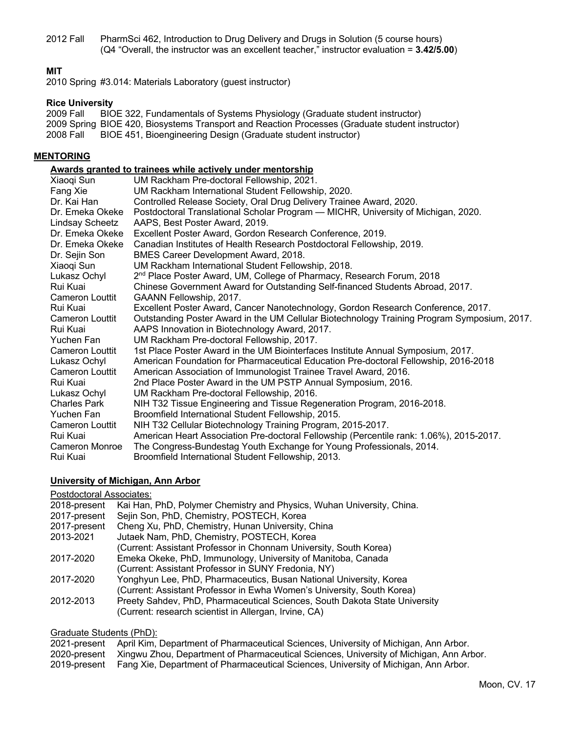2012 Fall PharmSci 462, Introduction to Drug Delivery and Drugs in Solution (5 course hours)
(Q4 "Overall, the instructor was an excellent teacher," instructor evaluation = **3.42/5.00**)

**MIT**

2010 Spring #3.014: Materials Laboratory (guest instructor)

**Rice University**

2009 Fall BIOE 322, Fundamentals of Systems Physiology (Graduate student instructor)
2009 Spring BIOE 420, Biosystems Transport and Reaction Processes (Graduate student instructor)
2008 Fall BIOE 451, Bioengineering Design (Graduate student instructor)

## MENTORING

### Awards granted to trainees while actively under mentorship

| | |
|---|---|
| Xiaoqi Sun | UM Rackham Pre-doctoral Fellowship, 2021. |
| Fang Xie | UM Rackham International Student Fellowship, 2020. |
| Dr. Kai Han | Controlled Release Society, Oral Drug Delivery Trainee Award, 2020. |
| Dr. Emeka Okeke | Postdoctoral Translational Scholar Program — MICHR, University of Michigan, 2020. |
| Lindsay Scheetz | AAPS, Best Poster Award, 2019. |
| Dr. Emeka Okeke | Excellent Poster Award, Gordon Research Conference, 2019. |
| Dr. Emeka Okeke | Canadian Institutes of Health Research Postdoctoral Fellowship, 2019. |
| Dr. Sejin Son | BMES Career Development Award, 2018. |
| Xiaoqi Sun | UM Rackham International Student Fellowship, 2018. |
| Lukasz Ochyl | 2nd Place Poster Award, UM, College of Pharmacy, Research Forum, 2018 |
| Rui Kuai | Chinese Government Award for Outstanding Self-financed Students Abroad, 2017. |
| Cameron Louttit | GAANN Fellowship, 2017. |
| Rui Kuai | Excellent Poster Award, Cancer Nanotechnology, Gordon Research Conference, 2017. |
| Cameron Louttit | Outstanding Poster Award in the UM Cellular Biotechnology Training Program Symposium, 2017. |
| Rui Kuai | AAPS Innovation in Biotechnology Award, 2017. |
| Yuchen Fan | UM Rackham Pre-doctoral Fellowship, 2017. |
| Cameron Louttit | 1st Place Poster Award in the UM Biointerfaces Institute Annual Symposium, 2017. |
| Lukasz Ochyl | American Foundation for Pharmaceutical Education Pre-doctoral Fellowship, 2016-2018 |
| Cameron Louttit | American Association of Immunologist Trainee Travel Award, 2016. |
| Rui Kuai | 2nd Place Poster Award in the UM PSTP Annual Symposium, 2016. |
| Lukasz Ochyl | UM Rackham Pre-doctoral Fellowship, 2016. |
| Charles Park | NIH T32 Tissue Engineering and Tissue Regeneration Program, 2016-2018. |
| Yuchen Fan | Broomfield International Student Fellowship, 2015. |
| Cameron Louttit | NIH T32 Cellular Biotechnology Training Program, 2015-2017. |
| Rui Kuai | American Heart Association Pre-doctoral Fellowship (Percentile rank: 1.06%), 2015-2017. |
| Cameron Monroe | The Congress-Bundestag Youth Exchange for Young Professionals, 2014. |
| Rui Kuai | Broomfield International Student Fellowship, 2013. |

### University of Michigan, Ann Arbor

Postdoctoral Associates:

| | |
|---|---|
| 2018-present | Kai Han, PhD, Polymer Chemistry and Physics, Wuhan University, China. |
| 2017-present | Sejin Son, PhD, Chemistry, POSTECH, Korea |
| 2017-present | Cheng Xu, PhD, Chemistry, Hunan University, China |
| 2013-2021 | Jutaek Nam, PhD, Chemistry, POSTECH, Korea (Current: Assistant Professor in Chonnam University, South Korea) |
| 2017-2020 | Emeka Okeke, PhD, Immunology, University of Manitoba, Canada (Current: Assistant Professor in SUNY Fredonia, NY) |
| 2017-2020 | Yonghyun Lee, PhD, Pharmaceutics, Busan National University, Korea (Current: Assistant Professor in Ewha Women's University, South Korea) |
| 2012-2013 | Preety Sahdev, PhD, Pharmaceutical Sciences, South Dakota State University (Current: research scientist in Allergan, Irvine, CA) |

Graduate Students (PhD):

| | |
|---|---|
| 2021-present | April Kim, Department of Pharmaceutical Sciences, University of Michigan, Ann Arbor. |
| 2020-present | Xingwu Zhou, Department of Pharmaceutical Sciences, University of Michigan, Ann Arbor. |
| 2019-present | Fang Xie, Department of Pharmaceutical Sciences, University of Michigan, Ann Arbor. |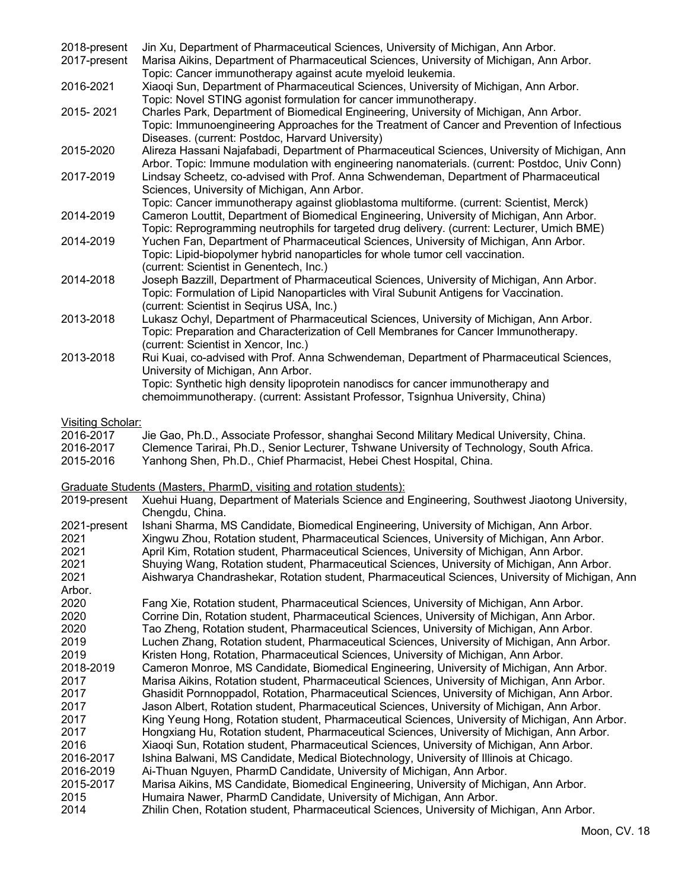2018-present Jin Xu, Department of Pharmaceutical Sciences, University of Michigan, Ann Arbor.

2017-present Marisa Aikins, Department of Pharmaceutical Sciences, University of Michigan, Ann Arbor. Topic: Cancer immunotherapy against acute myeloid leukemia.

2016-2021 Xiaoqi Sun, Department of Pharmaceutical Sciences, University of Michigan, Ann Arbor. Topic: Novel STING agonist formulation for cancer immunotherapy.

2015- 2021 Charles Park, Department of Biomedical Engineering, University of Michigan, Ann Arbor. Topic: Immunoengineering Approaches for the Treatment of Cancer and Prevention of Infectious Diseases. (current: Postdoc, Harvard University)

2015-2020 Alireza Hassani Najafabadi, Department of Pharmaceutical Sciences, University of Michigan, Ann Arbor. Topic: Immune modulation with engineering nanomaterials. (current: Postdoc, Univ Conn)

2017-2019 Lindsay Scheetz, co-advised with Prof. Anna Schwendeman, Department of Pharmaceutical Sciences, University of Michigan, Ann Arbor. Topic: Cancer immunotherapy against glioblastoma multiforme. (current: Scientist, Merck)

2014-2019 Cameron Louttit, Department of Biomedical Engineering, University of Michigan, Ann Arbor. Topic: Reprogramming neutrophils for targeted drug delivery. (current: Lecturer, Umich BME)

2014-2019 Yuchen Fan, Department of Pharmaceutical Sciences, University of Michigan, Ann Arbor. Topic: Lipid-biopolymer hybrid nanoparticles for whole tumor cell vaccination. (current: Scientist in Genentech, Inc.)

2014-2018 Joseph Bazzill, Department of Pharmaceutical Sciences, University of Michigan, Ann Arbor. Topic: Formulation of Lipid Nanoparticles with Viral Subunit Antigens for Vaccination. (current: Scientist in Seqirus USA, Inc.)

2013-2018 Lukasz Ochyl, Department of Pharmaceutical Sciences, University of Michigan, Ann Arbor. Topic: Preparation and Characterization of Cell Membranes for Cancer Immunotherapy. (current: Scientist in Xencor, Inc.)

2013-2018 Rui Kuai, co-advised with Prof. Anna Schwendeman, Department of Pharmaceutical Sciences, University of Michigan, Ann Arbor. Topic: Synthetic high density lipoprotein nanodiscs for cancer immunotherapy and chemoimmunotherapy. (current: Assistant Professor, Tsignhua University, China)

<u>Visiting Scholar:</u>

2016-2017 Jie Gao, Ph.D., Associate Professor, shanghai Second Military Medical University, China.

2016-2017 Clemence Tarirai, Ph.D., Senior Lecturer, Tshwane University of Technology, South Africa.

2015-2016 Yanhong Shen, Ph.D., Chief Pharmacist, Hebei Chest Hospital, China.

<u>Graduate Students (Masters, PharmD, visiting and rotation students):</u>

2019-present Xuehui Huang, Department of Materials Science and Engineering, Southwest Jiaotong University, Chengdu, China.

2021-present Ishani Sharma, MS Candidate, Biomedical Engineering, University of Michigan, Ann Arbor.

2021 Xingwu Zhou, Rotation student, Pharmaceutical Sciences, University of Michigan, Ann Arbor.

2021 April Kim, Rotation student, Pharmaceutical Sciences, University of Michigan, Ann Arbor.

2021 Shuying Wang, Rotation student, Pharmaceutical Sciences, University of Michigan, Ann Arbor.

2021 Aishwarya Chandrashekar, Rotation student, Pharmaceutical Sciences, University of Michigan, Ann Arbor.

2020 Fang Xie, Rotation student, Pharmaceutical Sciences, University of Michigan, Ann Arbor.

2020 Corrine Din, Rotation student, Pharmaceutical Sciences, University of Michigan, Ann Arbor.

2020 Tao Zheng, Rotation student, Pharmaceutical Sciences, University of Michigan, Ann Arbor.

2019 Luchen Zhang, Rotation student, Pharmaceutical Sciences, University of Michigan, Ann Arbor.

2019 Kristen Hong, Rotation, Pharmaceutical Sciences, University of Michigan, Ann Arbor.

2018-2019 Cameron Monroe, MS Candidate, Biomedical Engineering, University of Michigan, Ann Arbor.

2017 Marisa Aikins, Rotation student, Pharmaceutical Sciences, University of Michigan, Ann Arbor.

2017 Ghasidit Pornnoppadol, Rotation, Pharmaceutical Sciences, University of Michigan, Ann Arbor.

2017 Jason Albert, Rotation student, Pharmaceutical Sciences, University of Michigan, Ann Arbor.

2017 King Yeung Hong, Rotation student, Pharmaceutical Sciences, University of Michigan, Ann Arbor.

2017 Hongxiang Hu, Rotation student, Pharmaceutical Sciences, University of Michigan, Ann Arbor.

2016 Xiaoqi Sun, Rotation student, Pharmaceutical Sciences, University of Michigan, Ann Arbor.

2016-2017 Ishina Balwani, MS Candidate, Medical Biotechnology, University of Illinois at Chicago.

2016-2019 Ai-Thuan Nguyen, PharmD Candidate, University of Michigan, Ann Arbor.

2015-2017 Marisa Aikins, MS Candidate, Biomedical Engineering, University of Michigan, Ann Arbor.

2015 Humaira Nawer, PharmD Candidate, University of Michigan, Ann Arbor.

2014 Zhilin Chen, Rotation student, Pharmaceutical Sciences, University of Michigan, Ann Arbor.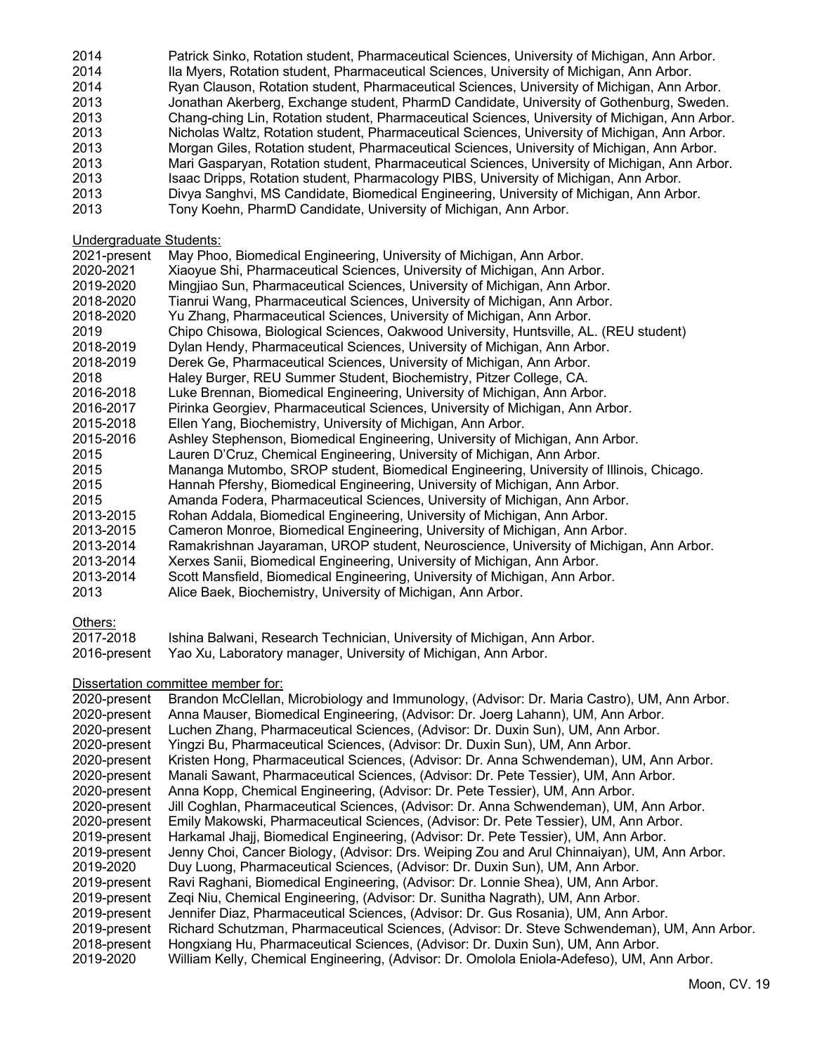2014 Patrick Sinko, Rotation student, Pharmaceutical Sciences, University of Michigan, Ann Arbor.
2014 Ila Myers, Rotation student, Pharmaceutical Sciences, University of Michigan, Ann Arbor.
2014 Ryan Clauson, Rotation student, Pharmaceutical Sciences, University of Michigan, Ann Arbor.
2013 Jonathan Akerberg, Exchange student, PharmD Candidate, University of Gothenburg, Sweden.
2013 Chang-ching Lin, Rotation student, Pharmaceutical Sciences, University of Michigan, Ann Arbor.
2013 Nicholas Waltz, Rotation student, Pharmaceutical Sciences, University of Michigan, Ann Arbor.
2013 Morgan Giles, Rotation student, Pharmaceutical Sciences, University of Michigan, Ann Arbor.
2013 Mari Gasparyan, Rotation student, Pharmaceutical Sciences, University of Michigan, Ann Arbor.
2013 Isaac Dripps, Rotation student, Pharmacology PIBS, University of Michigan, Ann Arbor.
2013 Divya Sanghvi, MS Candidate, Biomedical Engineering, University of Michigan, Ann Arbor.
2013 Tony Koehn, PharmD Candidate, University of Michigan, Ann Arbor.

Undergraduate Students:

2021-present May Phoo, Biomedical Engineering, University of Michigan, Ann Arbor.
2020-2021 Xiaoyue Shi, Pharmaceutical Sciences, University of Michigan, Ann Arbor.
2019-2020 Mingjiao Sun, Pharmaceutical Sciences, University of Michigan, Ann Arbor.
2018-2020 Tianrui Wang, Pharmaceutical Sciences, University of Michigan, Ann Arbor.
2018-2020 Yu Zhang, Pharmaceutical Sciences, University of Michigan, Ann Arbor.
2019 Chipo Chisowa, Biological Sciences, Oakwood University, Huntsville, AL. (REU student)
2018-2019 Dylan Hendy, Pharmaceutical Sciences, University of Michigan, Ann Arbor.
2018-2019 Derek Ge, Pharmaceutical Sciences, University of Michigan, Ann Arbor.
2018 Haley Burger, REU Summer Student, Biochemistry, Pitzer College, CA.
2016-2018 Luke Brennan, Biomedical Engineering, University of Michigan, Ann Arbor.
2016-2017 Pirinka Georgiev, Pharmaceutical Sciences, University of Michigan, Ann Arbor.
2015-2018 Ellen Yang, Biochemistry, University of Michigan, Ann Arbor.
2015-2016 Ashley Stephenson, Biomedical Engineering, University of Michigan, Ann Arbor.
2015 Lauren D'Cruz, Chemical Engineering, University of Michigan, Ann Arbor.
2015 Mananga Mutombo, SROP student, Biomedical Engineering, University of Illinois, Chicago.
2015 Hannah Pfershy, Biomedical Engineering, University of Michigan, Ann Arbor.
2015 Amanda Fodera, Pharmaceutical Sciences, University of Michigan, Ann Arbor.
2013-2015 Rohan Addala, Biomedical Engineering, University of Michigan, Ann Arbor.
2013-2015 Cameron Monroe, Biomedical Engineering, University of Michigan, Ann Arbor.
2013-2014 Ramakrishnan Jayaraman, UROP student, Neuroscience, University of Michigan, Ann Arbor.
2013-2014 Xerxes Sanii, Biomedical Engineering, University of Michigan, Ann Arbor.
2013-2014 Scott Mansfield, Biomedical Engineering, University of Michigan, Ann Arbor.
2013 Alice Baek, Biochemistry, University of Michigan, Ann Arbor.

Others:

2017-2018 Ishina Balwani, Research Technician, University of Michigan, Ann Arbor.
2016-present Yao Xu, Laboratory manager, University of Michigan, Ann Arbor.

Dissertation committee member for:

2020-present Brandon McClellan, Microbiology and Immunology, (Advisor: Dr. Maria Castro), UM, Ann Arbor.
2020-present Anna Mauser, Biomedical Engineering, (Advisor: Dr. Joerg Lahann), UM, Ann Arbor.
2020-present Luchen Zhang, Pharmaceutical Sciences, (Advisor: Dr. Duxin Sun), UM, Ann Arbor.
2020-present Yingzi Bu, Pharmaceutical Sciences, (Advisor: Dr. Duxin Sun), UM, Ann Arbor.
2020-present Kristen Hong, Pharmaceutical Sciences, (Advisor: Dr. Anna Schwendeman), UM, Ann Arbor.
2020-present Manali Sawant, Pharmaceutical Sciences, (Advisor: Dr. Pete Tessier), UM, Ann Arbor.
2020-present Anna Kopp, Chemical Engineering, (Advisor: Dr. Pete Tessier), UM, Ann Arbor.
2020-present Jill Coghlan, Pharmaceutical Sciences, (Advisor: Dr. Anna Schwendeman), UM, Ann Arbor.
2020-present Emily Makowski, Pharmaceutical Sciences, (Advisor: Dr. Pete Tessier), UM, Ann Arbor.
2019-present Harkamal Jhajj, Biomedical Engineering, (Advisor: Dr. Pete Tessier), UM, Ann Arbor.
2019-present Jenny Choi, Cancer Biology, (Advisor: Drs. Weiping Zou and Arul Chinnaiyan), UM, Ann Arbor.
2019-2020 Duy Luong, Pharmaceutical Sciences, (Advisor: Dr. Duxin Sun), UM, Ann Arbor.
2019-present Ravi Raghani, Biomedical Engineering, (Advisor: Dr. Lonnie Shea), UM, Ann Arbor.
2019-present Zeqi Niu, Chemical Engineering, (Advisor: Dr. Sunitha Nagrath), UM, Ann Arbor.
2019-present Jennifer Diaz, Pharmaceutical Sciences, (Advisor: Dr. Gus Rosania), UM, Ann Arbor.
2019-present Richard Schutzman, Pharmaceutical Sciences, (Advisor: Dr. Steve Schwendeman), UM, Ann Arbor.
2018-present Hongxiang Hu, Pharmaceutical Sciences, (Advisor: Dr. Duxin Sun), UM, Ann Arbor.
2019-2020 William Kelly, Chemical Engineering, (Advisor: Dr. Omolola Eniola-Adefeso), UM, Ann Arbor.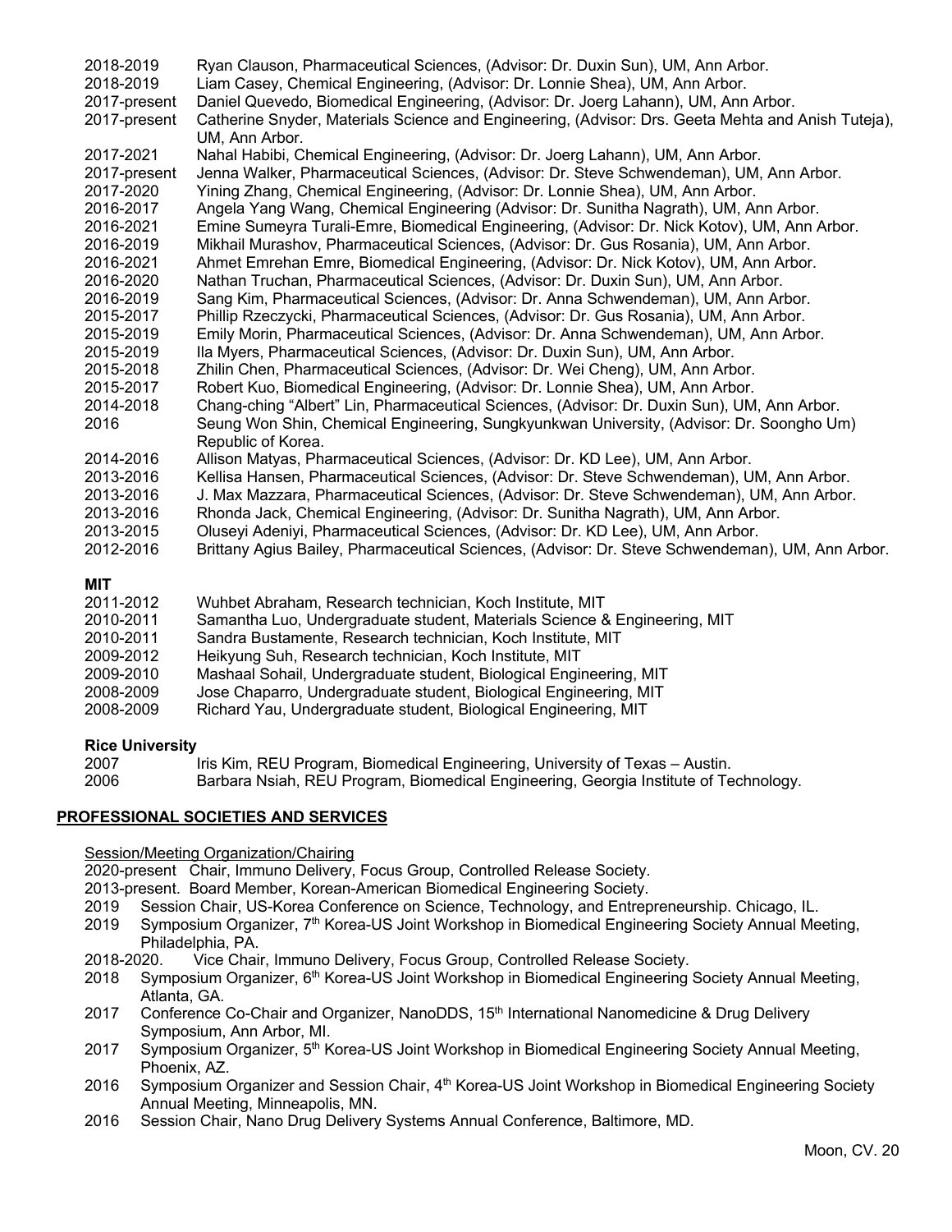2018-2019 Ryan Clauson, Pharmaceutical Sciences, (Advisor: Dr. Duxin Sun), UM, Ann Arbor.
2018-2019 Liam Casey, Chemical Engineering, (Advisor: Dr. Lonnie Shea), UM, Ann Arbor.
2017-present Daniel Quevedo, Biomedical Engineering, (Advisor: Dr. Joerg Lahann), UM, Ann Arbor.
2017-present Catherine Snyder, Materials Science and Engineering, (Advisor: Drs. Geeta Mehta and Anish Tuteja), UM, Ann Arbor.
2017-2021 Nahal Habibi, Chemical Engineering, (Advisor: Dr. Joerg Lahann), UM, Ann Arbor.
2017-present Jenna Walker, Pharmaceutical Sciences, (Advisor: Dr. Steve Schwendeman), UM, Ann Arbor.
2017-2020 Yining Zhang, Chemical Engineering, (Advisor: Dr. Lonnie Shea), UM, Ann Arbor.
2016-2017 Angela Yang Wang, Chemical Engineering (Advisor: Dr. Sunitha Nagrath), UM, Ann Arbor.
2016-2021 Emine Sumeyra Turali-Emre, Biomedical Engineering, (Advisor: Dr. Nick Kotov), UM, Ann Arbor.
2016-2019 Mikhail Murashov, Pharmaceutical Sciences, (Advisor: Dr. Gus Rosania), UM, Ann Arbor.
2016-2021 Ahmet Emrehan Emre, Biomedical Engineering, (Advisor: Dr. Nick Kotov), UM, Ann Arbor.
2016-2020 Nathan Truchan, Pharmaceutical Sciences, (Advisor: Dr. Duxin Sun), UM, Ann Arbor.
2016-2019 Sang Kim, Pharmaceutical Sciences, (Advisor: Dr. Anna Schwendeman), UM, Ann Arbor.
2015-2017 Phillip Rzeczycki, Pharmaceutical Sciences, (Advisor: Dr. Gus Rosania), UM, Ann Arbor.
2015-2019 Emily Morin, Pharmaceutical Sciences, (Advisor: Dr. Anna Schwendeman), UM, Ann Arbor.
2015-2019 Ila Myers, Pharmaceutical Sciences, (Advisor: Dr. Duxin Sun), UM, Ann Arbor.
2015-2018 Zhilin Chen, Pharmaceutical Sciences, (Advisor: Dr. Wei Cheng), UM, Ann Arbor.
2015-2017 Robert Kuo, Biomedical Engineering, (Advisor: Dr. Lonnie Shea), UM, Ann Arbor.
2014-2018 Chang-ching "Albert" Lin, Pharmaceutical Sciences, (Advisor: Dr. Duxin Sun), UM, Ann Arbor.
2016 Seung Won Shin, Chemical Engineering, Sungkyunkwan University, (Advisor: Dr. Soongho Um) Republic of Korea.
2014-2016 Allison Matyas, Pharmaceutical Sciences, (Advisor: Dr. KD Lee), UM, Ann Arbor.
2013-2016 Kellisa Hansen, Pharmaceutical Sciences, (Advisor: Dr. Steve Schwendeman), UM, Ann Arbor.
2013-2016 J. Max Mazzara, Pharmaceutical Sciences, (Advisor: Dr. Steve Schwendeman), UM, Ann Arbor.
2013-2016 Rhonda Jack, Chemical Engineering, (Advisor: Dr. Sunitha Nagrath), UM, Ann Arbor.
2013-2015 Oluseyi Adeniyi, Pharmaceutical Sciences, (Advisor: Dr. KD Lee), UM, Ann Arbor.
2012-2016 Brittany Agius Bailey, Pharmaceutical Sciences, (Advisor: Dr. Steve Schwendeman), UM, Ann Arbor.

**MIT**

2011-2012 Wuhbet Abraham, Research technician, Koch Institute, MIT
2010-2011 Samantha Luo, Undergraduate student, Materials Science & Engineering, MIT
2010-2011 Sandra Bustamente, Research technician, Koch Institute, MIT
2009-2012 Heikyung Suh, Research technician, Koch Institute, MIT
2009-2010 Mashaal Sohail, Undergraduate student, Biological Engineering, MIT
2008-2009 Jose Chaparro, Undergraduate student, Biological Engineering, MIT
2008-2009 Richard Yau, Undergraduate student, Biological Engineering, MIT

**Rice University**

2007 Iris Kim, REU Program, Biomedical Engineering, University of Texas – Austin.
2006 Barbara Nsiah, REU Program, Biomedical Engineering, Georgia Institute of Technology.

## PROFESSIONAL SOCIETIES AND SERVICES

Session/Meeting Organization/Chairing

2020-present Chair, Immuno Delivery, Focus Group, Controlled Release Society.
2013-present. Board Member, Korean-American Biomedical Engineering Society.
2019 Session Chair, US-Korea Conference on Science, Technology, and Entrepreneurship. Chicago, IL.
2019 Symposium Organizer, 7th Korea-US Joint Workshop in Biomedical Engineering Society Annual Meeting, Philadelphia, PA.
2018-2020. Vice Chair, Immuno Delivery, Focus Group, Controlled Release Society.
2018 Symposium Organizer, 6th Korea-US Joint Workshop in Biomedical Engineering Society Annual Meeting, Atlanta, GA.
2017 Conference Co-Chair and Organizer, NanoDDS, 15th International Nanomedicine & Drug Delivery Symposium, Ann Arbor, MI.
2017 Symposium Organizer, 5th Korea-US Joint Workshop in Biomedical Engineering Society Annual Meeting, Phoenix, AZ.
2016 Symposium Organizer and Session Chair, 4th Korea-US Joint Workshop in Biomedical Engineering Society Annual Meeting, Minneapolis, MN.
2016 Session Chair, Nano Drug Delivery Systems Annual Conference, Baltimore, MD.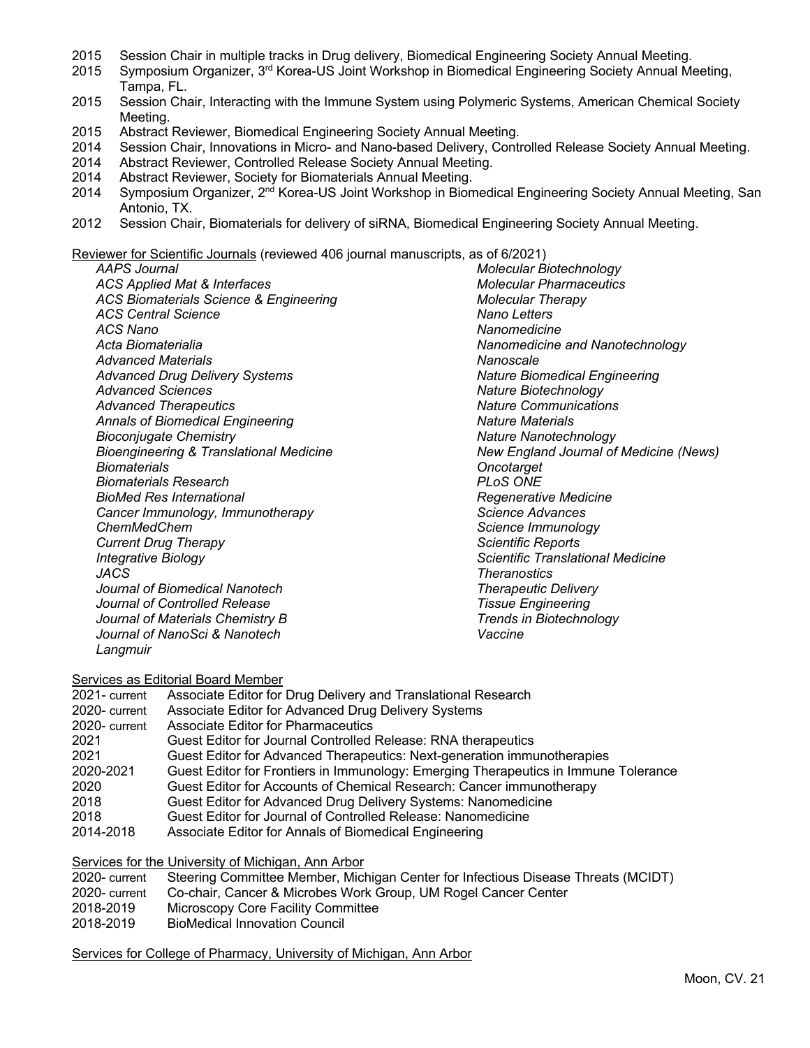2015 Session Chair in multiple tracks in Drug delivery, Biomedical Engineering Society Annual Meeting.
2015 Symposium Organizer, 3rd Korea-US Joint Workshop in Biomedical Engineering Society Annual Meeting, Tampa, FL.
2015 Session Chair, Interacting with the Immune System using Polymeric Systems, American Chemical Society Meeting.
2015 Abstract Reviewer, Biomedical Engineering Society Annual Meeting.
2014 Session Chair, Innovations in Micro- and Nano-based Delivery, Controlled Release Society Annual Meeting.
2014 Abstract Reviewer, Controlled Release Society Annual Meeting.
2014 Abstract Reviewer, Society for Biomaterials Annual Meeting.
2014 Symposium Organizer, 2nd Korea-US Joint Workshop in Biomedical Engineering Society Annual Meeting, San Antonio, TX.
2012 Session Chair, Biomaterials for delivery of siRNA, Biomedical Engineering Society Annual Meeting.

Reviewer for Scientific Journals (reviewed 406 journal manuscripts, as of 6/2021)

*AAPS Journal*
*ACS Applied Mat & Interfaces*
*ACS Biomaterials Science & Engineering*
*ACS Central Science*
*ACS Nano*
*Acta Biomaterialia*
*Advanced Materials*
*Advanced Drug Delivery Systems*
*Advanced Sciences*
*Advanced Therapeutics*
*Annals of Biomedical Engineering*
*Bioconjugate Chemistry*
*Bioengineering & Translational Medicine*
*Biomaterials*
*Biomaterials Research*
*BioMed Res International*
*Cancer Immunology, Immunotherapy*
*ChemMedChem*
*Current Drug Therapy*
*Integrative Biology*
*JACS*
*Journal of Biomedical Nanotech*
*Journal of Controlled Release*
*Journal of Materials Chemistry B*
*Journal of NanoSci & Nanotech*
*Langmuir*
*Molecular Biotechnology*
*Molecular Pharmaceutics*
*Molecular Therapy*
*Nano Letters*
*Nanomedicine*
*Nanomedicine and Nanotechnology*
*Nanoscale*
*Nature Biomedical Engineering*
*Nature Biotechnology*
*Nature Communications*
*Nature Materials*
*Nature Nanotechnology*
*New England Journal of Medicine (News)*
*Oncotarget*
*PLoS ONE*
*Regenerative Medicine*
*Science Advances*
*Science Immunology*
*Scientific Reports*
*Scientific Translational Medicine*
*Theranostics*
*Therapeutic Delivery*
*Tissue Engineering*
*Trends in Biotechnology*
*Vaccine*

Services as Editorial Board Member

2021- current Associate Editor for Drug Delivery and Translational Research
2020- current Associate Editor for Advanced Drug Delivery Systems
2020- current Associate Editor for Pharmaceutics
2021 Guest Editor for Journal Controlled Release: RNA therapeutics
2021 Guest Editor for Advanced Therapeutics: Next-generation immunotherapies
2020-2021 Guest Editor for Frontiers in Immunology: Emerging Therapeutics in Immune Tolerance
2020 Guest Editor for Accounts of Chemical Research: Cancer immunotherapy
2018 Guest Editor for Advanced Drug Delivery Systems: Nanomedicine
2018 Guest Editor for Journal of Controlled Release: Nanomedicine
2014-2018 Associate Editor for Annals of Biomedical Engineering

Services for the University of Michigan, Ann Arbor

2020- current Steering Committee Member, Michigan Center for Infectious Disease Threats (MCIDT)
2020- current Co-chair, Cancer & Microbes Work Group, UM Rogel Cancer Center
2018-2019 Microscopy Core Facility Committee
2018-2019 BioMedical Innovation Council

Services for College of Pharmacy, University of Michigan, Ann Arbor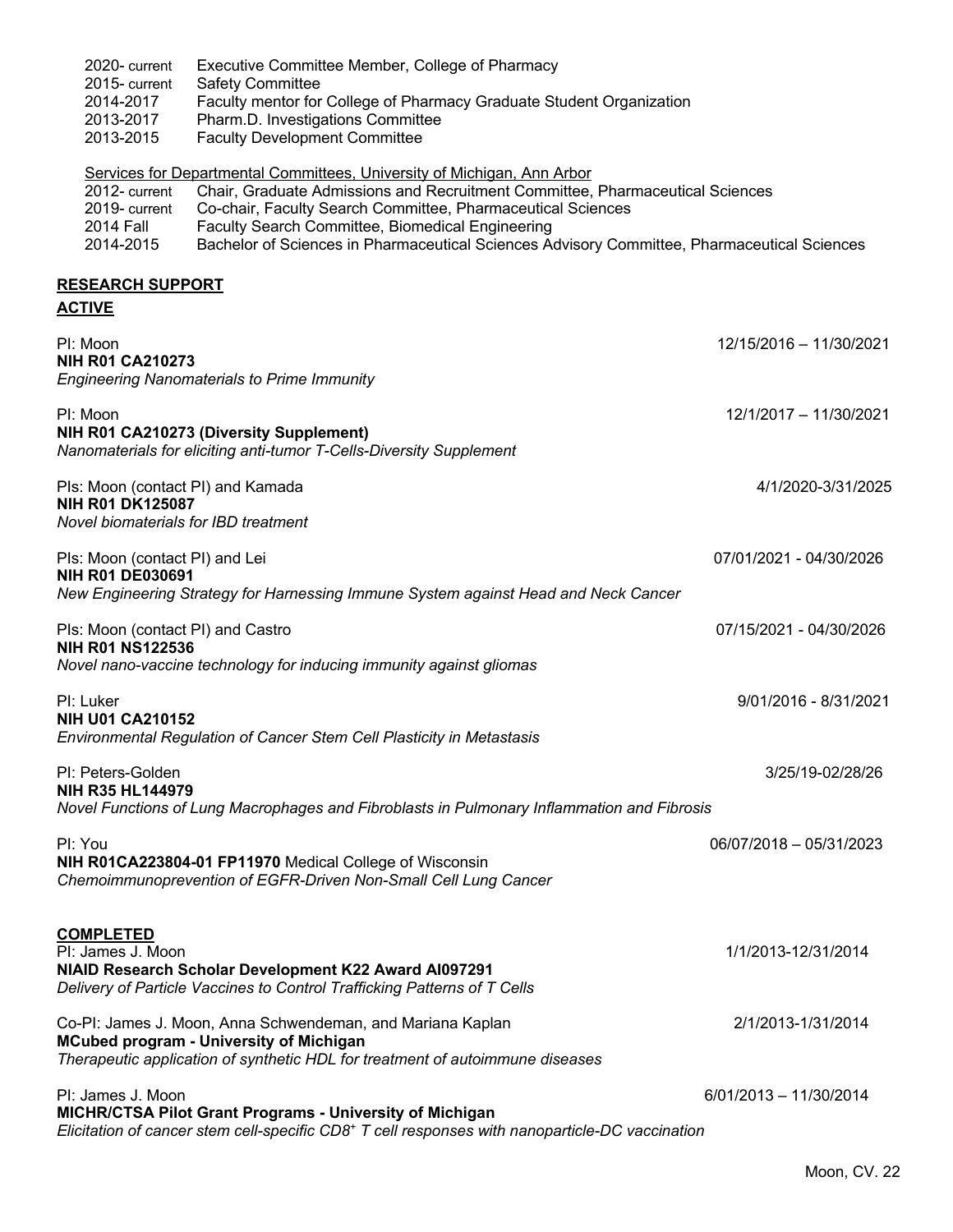2020- current Executive Committee Member, College of Pharmacy
2015- current Safety Committee
2014-2017 Faculty mentor for College of Pharmacy Graduate Student Organization
2013-2017 Pharm.D. Investigations Committee
2013-2015 Faculty Development Committee

Services for Departmental Committees, University of Michigan, Ann Arbor

2012- current Chair, Graduate Admissions and Recruitment Committee, Pharmaceutical Sciences
2019- current Co-chair, Faculty Search Committee, Pharmaceutical Sciences
2014 Fall Faculty Search Committee, Biomedical Engineering
2014-2015 Bachelor of Sciences in Pharmaceutical Sciences Advisory Committee, Pharmaceutical Sciences

## RESEARCH SUPPORT

### ACTIVE

PI: Moon — 12/15/2016 – 11/30/2021
**NIH R01 CA210273**
*Engineering Nanomaterials to Prime Immunity*

PI: Moon — 12/1/2017 – 11/30/2021
**NIH R01 CA210273 (Diversity Supplement)**
*Nanomaterials for eliciting anti-tumor T-Cells-Diversity Supplement*

PIs: Moon (contact PI) and Kamada — 4/1/2020-3/31/2025
**NIH R01 DK125087**
*Novel biomaterials for IBD treatment*

PIs: Moon (contact PI) and Lei — 07/01/2021 - 04/30/2026
**NIH R01 DE030691**
*New Engineering Strategy for Harnessing Immune System against Head and Neck Cancer*

PIs: Moon (contact PI) and Castro — 07/15/2021 - 04/30/2026
**NIH R01 NS122536**
*Novel nano-vaccine technology for inducing immunity against gliomas*

PI: Luker — 9/01/2016 - 8/31/2021
**NIH U01 CA210152**
*Environmental Regulation of Cancer Stem Cell Plasticity in Metastasis*

PI: Peters-Golden — 3/25/19-02/28/26
**NIH R35 HL144979**
*Novel Functions of Lung Macrophages and Fibroblasts in Pulmonary Inflammation and Fibrosis*

PI: You — 06/07/2018 – 05/31/2023
**NIH R01CA223804-01 FP11970** Medical College of Wisconsin
*Chemoimmunoprevention of EGFR-Driven Non-Small Cell Lung Cancer*

### COMPLETED

PI: James J. Moon — 1/1/2013-12/31/2014
**NIAID Research Scholar Development K22 Award AI097291**
*Delivery of Particle Vaccines to Control Trafficking Patterns of T Cells*

Co-PI: James J. Moon, Anna Schwendeman, and Mariana Kaplan — 2/1/2013-1/31/2014
**MCubed program - University of Michigan**
*Therapeutic application of synthetic HDL for treatment of autoimmune diseases*

PI: James J. Moon — 6/01/2013 – 11/30/2014
**MICHR/CTSA Pilot Grant Programs - University of Michigan**
*Elicitation of cancer stem cell-specific $CD8^+$ T cell responses with nanoparticle-DC vaccination*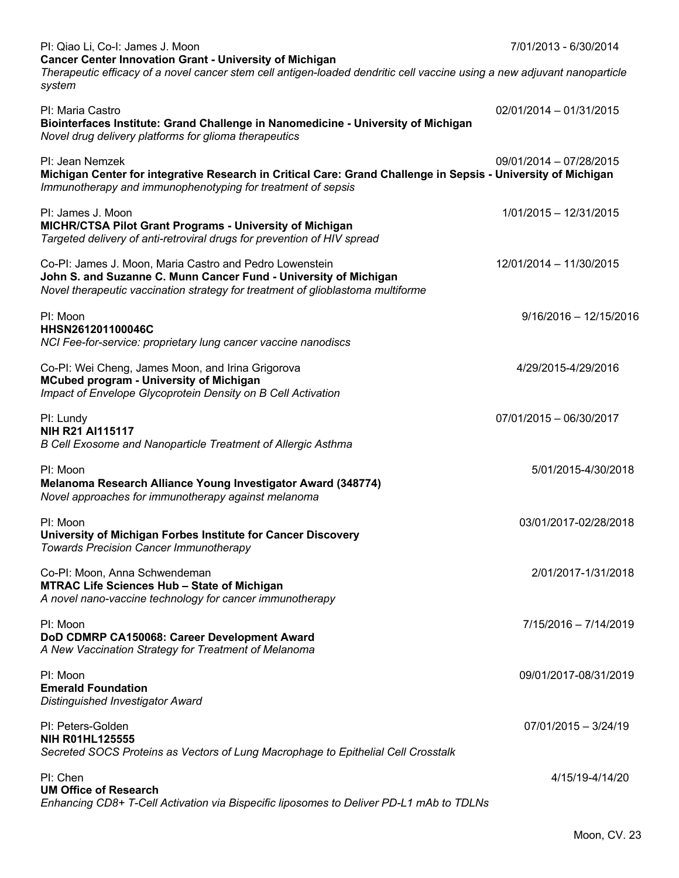PI: Qiao Li, Co-I: James J. Moon 7/01/2013 - 6/30/2014
**Cancer Center Innovation Grant - University of Michigan**
*Therapeutic efficacy of a novel cancer stem cell antigen-loaded dendritic cell vaccine using a new adjuvant nanoparticle system*

PI: Maria Castro 02/01/2014 – 01/31/2015
**Biointerfaces Institute: Grand Challenge in Nanomedicine - University of Michigan**
*Novel drug delivery platforms for glioma therapeutics*

PI: Jean Nemzek 09/01/2014 – 07/28/2015
**Michigan Center for integrative Research in Critical Care: Grand Challenge in Sepsis - University of Michigan**
*Immunotherapy and immunophenotyping for treatment of sepsis*

PI: James J. Moon 1/01/2015 – 12/31/2015
**MICHR/CTSA Pilot Grant Programs - University of Michigan**
*Targeted delivery of anti-retroviral drugs for prevention of HIV spread*

Co-PI: James J. Moon, Maria Castro and Pedro Lowenstein 12/01/2014 – 11/30/2015
**John S. and Suzanne C. Munn Cancer Fund - University of Michigan**
*Novel therapeutic vaccination strategy for treatment of glioblastoma multiforme*

PI: Moon 9/16/2016 – 12/15/2016
**HHSN261201100046C**
*NCI Fee-for-service: proprietary lung cancer vaccine nanodiscs*

Co-PI: Wei Cheng, James Moon, and Irina Grigorova 4/29/2015-4/29/2016
**MCubed program - University of Michigan**
*Impact of Envelope Glycoprotein Density on B Cell Activation*

PI: Lundy 07/01/2015 – 06/30/2017
**NIH R21 AI115117**
*B Cell Exosome and Nanoparticle Treatment of Allergic Asthma*

PI: Moon 5/01/2015-4/30/2018
**Melanoma Research Alliance Young Investigator Award (348774)**
*Novel approaches for immunotherapy against melanoma*

PI: Moon 03/01/2017-02/28/2018
**University of Michigan Forbes Institute for Cancer Discovery**
*Towards Precision Cancer Immunotherapy*

Co-PI: Moon, Anna Schwendeman 2/01/2017-1/31/2018
**MTRAC Life Sciences Hub – State of Michigan**
*A novel nano-vaccine technology for cancer immunotherapy*

PI: Moon 7/15/2016 – 7/14/2019
**DoD CDMRP CA150068: Career Development Award**
*A New Vaccination Strategy for Treatment of Melanoma*

PI: Moon 09/01/2017-08/31/2019
**Emerald Foundation**
*Distinguished Investigator Award*

PI: Peters-Golden 07/01/2015 – 3/24/19
**NIH R01HL125555**
*Secreted SOCS Proteins as Vectors of Lung Macrophage to Epithelial Cell Crosstalk*

PI: Chen 4/15/19-4/14/20
**UM Office of Research**
*Enhancing CD8+ T-Cell Activation via Bispecific liposomes to Deliver PD-L1 mAb to TDLNs*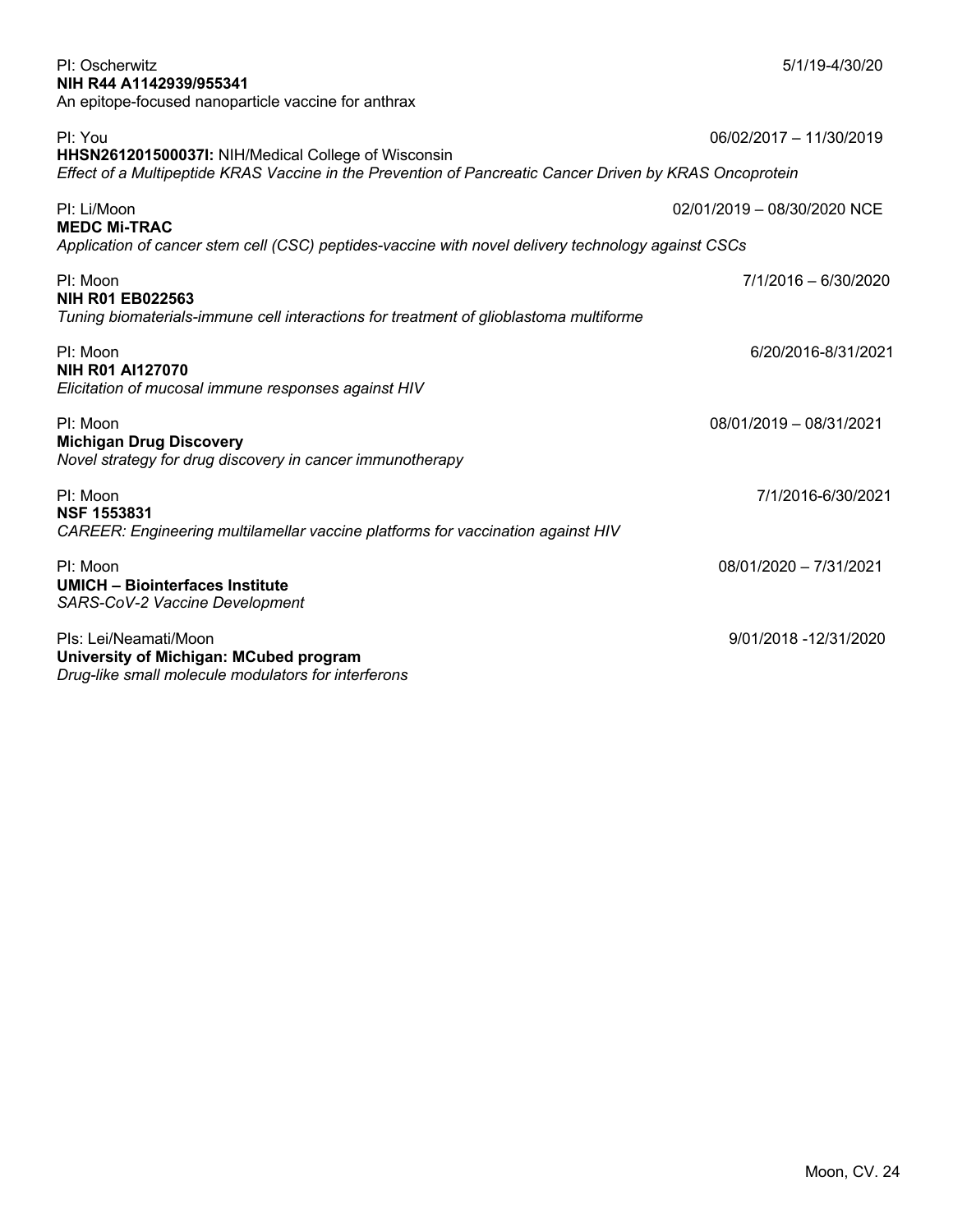PI: Oscherwitz 5/1/19-4/30/20
**NIH R44 A1142939/955341**
An epitope-focused nanoparticle vaccine for anthrax

PI: You 06/02/2017 – 11/30/2019
**HHSN261201500037I:** NIH/Medical College of Wisconsin
*Effect of a Multipeptide KRAS Vaccine in the Prevention of Pancreatic Cancer Driven by KRAS Oncoprotein*

PI: Li/Moon 02/01/2019 – 08/30/2020 NCE
**MEDC Mi-TRAC**
*Application of cancer stem cell (CSC) peptides-vaccine with novel delivery technology against CSCs*

PI: Moon 7/1/2016 – 6/30/2020
**NIH R01 EB022563**
*Tuning biomaterials-immune cell interactions for treatment of glioblastoma multiforme*

PI: Moon 6/20/2016-8/31/2021
**NIH R01 AI127070**
*Elicitation of mucosal immune responses against HIV*

PI: Moon 08/01/2019 – 08/31/2021
**Michigan Drug Discovery**
*Novel strategy for drug discovery in cancer immunotherapy*

PI: Moon 7/1/2016-6/30/2021
**NSF 1553831**
*CAREER: Engineering multilamellar vaccine platforms for vaccination against HIV*

PI: Moon 08/01/2020 – 7/31/2021
**UMICH – Biointerfaces Institute**
*SARS-CoV-2 Vaccine Development*

PIs: Lei/Neamati/Moon 9/01/2018 -12/31/2020
**University of Michigan: MCubed program**
*Drug-like small molecule modulators for interferons*